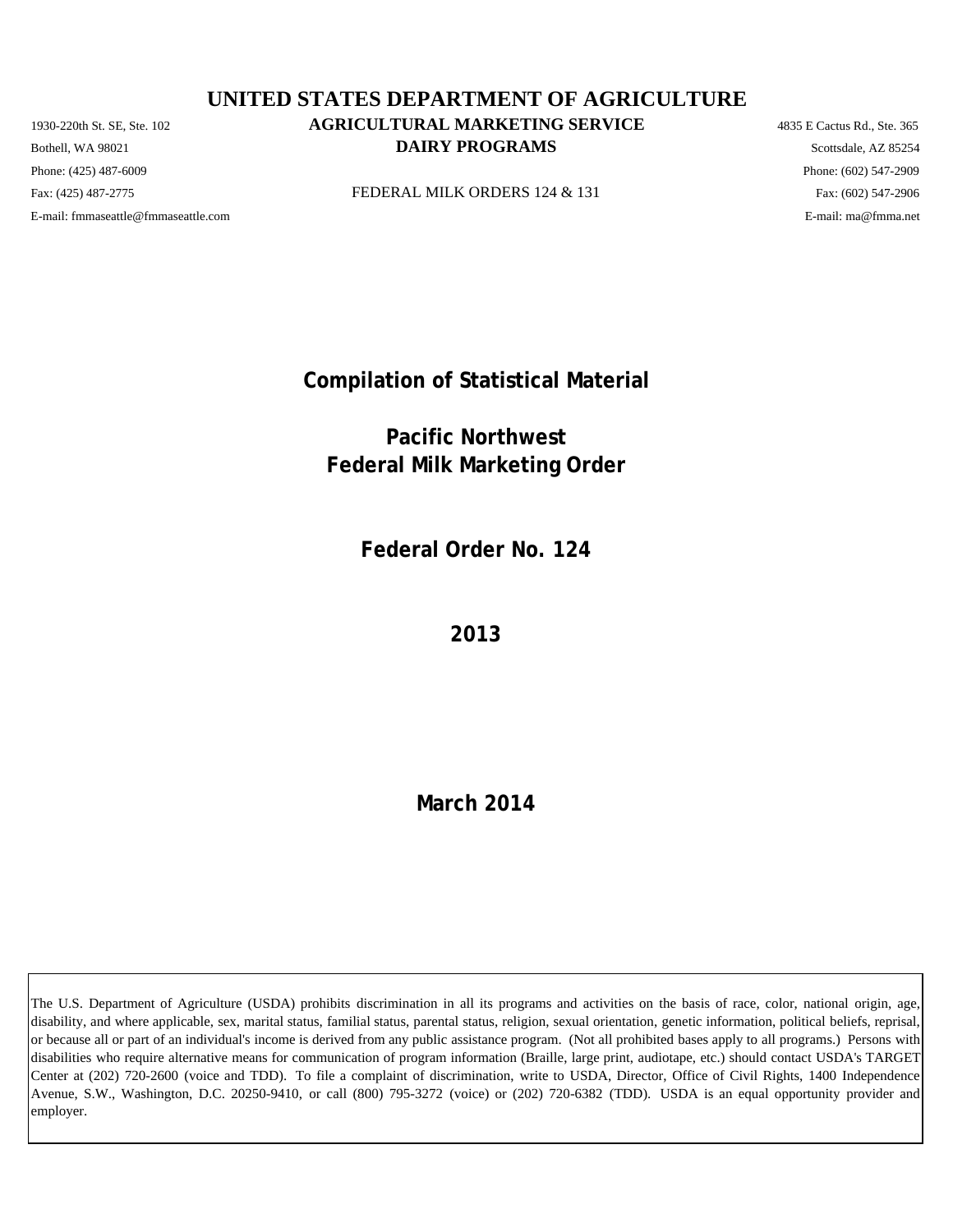# UNITED STATES DEPARTMENT OF AGRICULTURE

## AGRICULTURAL MARKETING SERVICE

## DAIRY PROGRAMS

FEDERAL MILK ORDERS 124 & 131

1930-220th St. SE, Ste. 102
Bothell, WA 98021
Phone: (425) 487-6009
Fax: (425) 487-2775
E-mail: fmmaseattle@fmmaseattle.com

4835 E Cactus Rd., Ste. 365
Scottsdale, AZ 85254
Phone: (602) 547-2909
Fax: (602) 547-2906
E-mail: ma@fmma.net

# Compilation of Statistical Material

# Pacific Northwest Federal Milk Marketing Order

## Federal Order No. 124

## 2013

### March 2014

The U.S. Department of Agriculture (USDA) prohibits discrimination in all its programs and activities on the basis of race, color, national origin, age, disability, and where applicable, sex, marital status, familial status, parental status, religion, sexual orientation, genetic information, political beliefs, reprisal, or because all or part of an individual's income is derived from any public assistance program. (Not all prohibited bases apply to all programs.) Persons with disabilities who require alternative means for communication of program information (Braille, large print, audiotape, etc.) should contact USDA's TARGET Center at (202) 720-2600 (voice and TDD). To file a complaint of discrimination, write to USDA, Director, Office of Civil Rights, 1400 Independence Avenue, S.W., Washington, D.C. 20250-9410, or call (800) 795-3272 (voice) or (202) 720-6382 (TDD). USDA is an equal opportunity provider and employer.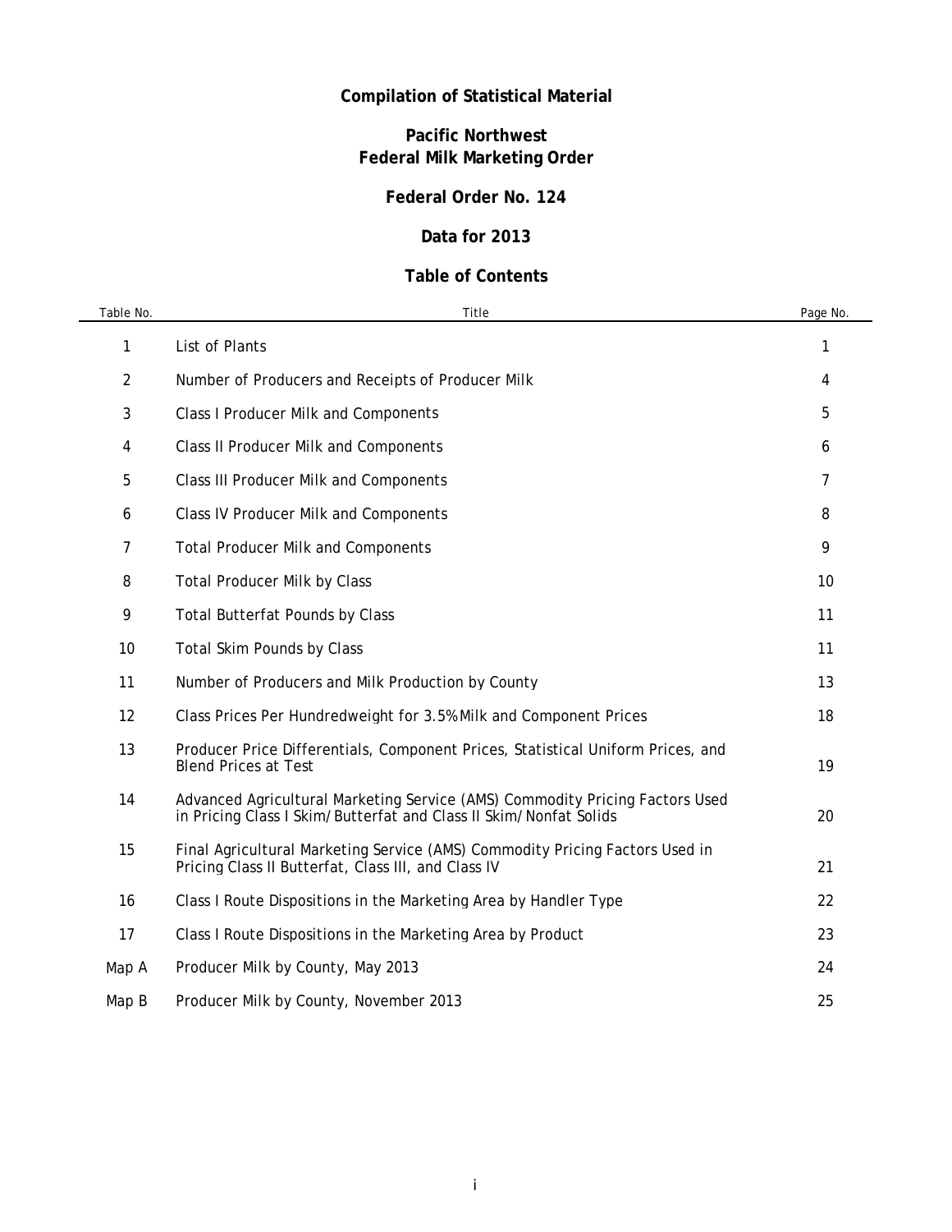# Compilation of Statistical Material

## Pacific Northwest
## Federal Milk Marketing Order

### Federal Order No. 124

### Data for 2013

### Table of Contents

| Table No. | Title | Page No. |
|---|---|---|
| 1 | List of Plants | 1 |
| 2 | Number of Producers and Receipts of Producer Milk | 4 |
| 3 | Class I Producer Milk and Components | 5 |
| 4 | Class II Producer Milk and Components | 6 |
| 5 | Class III Producer Milk and Components | 7 |
| 6 | Class IV Producer Milk and Components | 8 |
| 7 | Total Producer Milk and Components | 9 |
| 8 | Total Producer Milk by Class | 10 |
| 9 | Total Butterfat Pounds by Class | 11 |
| 10 | Total Skim Pounds by Class | 11 |
| 11 | Number of Producers and Milk Production by County | 13 |
| 12 | Class Prices Per Hundredweight for 3.5% Milk and Component Prices | 18 |
| 13 | Producer Price Differentials, Component Prices, Statistical Uniform Prices, and Blend Prices at Test | 19 |
| 14 | Advanced Agricultural Marketing Service (AMS) Commodity Pricing Factors Used in Pricing Class I Skim/Butterfat and Class II Skim/Nonfat Solids | 20 |
| 15 | Final Agricultural Marketing Service (AMS) Commodity Pricing Factors Used in Pricing Class II Butterfat, Class III, and Class IV | 21 |
| 16 | Class I Route Dispositions in the Marketing Area by Handler Type | 22 |
| 17 | Class I Route Dispositions in the Marketing Area by Product | 23 |
| Map A | Producer Milk by County, May 2013 | 24 |
| Map B | Producer Milk by County, November 2013 | 25 |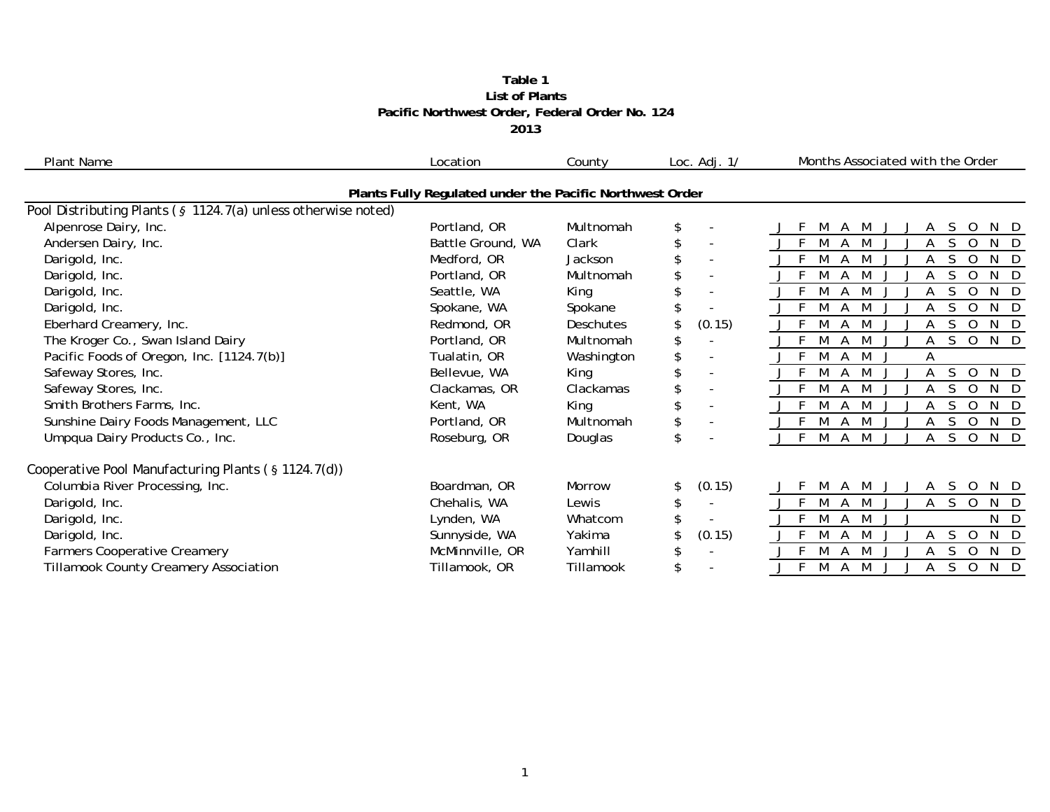**Table 1**
**List of Plants**
**Pacific Northwest Order, Federal Order No. 124**
**2013**

| Plant Name | Location | County | Loc. Adj. 1/ | Months Associated with the Order | | | | | | | | | | | |
|---|---|---|---|---|---|---|---|---|---|---|---|---|---|---|---|
| | | | | | | | | | | | | | | | |
| **Plants Fully Regulated under the Pacific Northwest Order** | | | | | | | | | | | | | | | |
| Pool Distributing Plants (§ 1124.7(a) unless otherwise noted) | | | | | | | | | | | | | | | |
| Alpenrose Dairy, Inc. | Portland, OR | Multnomah | $ - | J | F | M | A | M | J | J | A | S | O | N | D |
| Andersen Dairy, Inc. | Battle Ground, WA | Clark | $ - | J | F | M | A | M | J | J | A | S | O | N | D |
| Darigold, Inc. | Medford, OR | Jackson | $ - | J | F | M | A | M | J | J | A | S | O | N | D |
| Darigold, Inc. | Portland, OR | Multnomah | $ - | J | F | M | A | M | J | J | A | S | O | N | D |
| Darigold, Inc. | Seattle, WA | King | $ - | J | F | M | A | M | J | J | A | S | O | N | D |
| Darigold, Inc. | Spokane, WA | Spokane | $ - | J | F | M | A | M | J | J | A | S | O | N | D |
| Eberhard Creamery, Inc. | Redmond, OR | Deschutes | $ (0.15) | J | F | M | A | M | J | J | A | S | O | N | D |
| The Kroger Co., Swan Island Dairy | Portland, OR | Multnomah | $ - | J | F | M | A | M | J | J | A | S | O | N | D |
| Pacific Foods of Oregon, Inc. [1124.7(b)] | Tualatin, OR | Washington | $ - | J | F | M | A | M | J | | A | | | | |
| Safeway Stores, Inc. | Bellevue, WA | King | $ - | J | F | M | A | M | J | J | A | S | O | N | D |
| Safeway Stores, Inc. | Clackamas, OR | Clackamas | $ - | J | F | M | A | M | J | J | A | S | O | N | D |
| Smith Brothers Farms, Inc. | Kent, WA | King | $ - | J | F | M | A | M | J | J | A | S | O | N | D |
| Sunshine Dairy Foods Management, LLC | Portland, OR | Multnomah | $ - | J | F | M | A | M | J | J | A | S | O | N | D |
| Umpqua Dairy Products Co., Inc. | Roseburg, OR | Douglas | $ - | J | F | M | A | M | J | J | A | S | O | N | D |
| Cooperative Pool Manufacturing Plants (§ 1124.7(d)) | | | | | | | | | | | | | | | |
| Columbia River Processing, Inc. | Boardman, OR | Morrow | $ (0.15) | J | F | M | A | M | J | J | A | S | O | N | D |
| Darigold, Inc. | Chehalis, WA | Lewis | $ - | J | F | M | A | M | J | J | A | S | O | N | D |
| Darigold, Inc. | Lynden, WA | Whatcom | $ - | J | F | M | A | M | J | J | | | | N | D |
| Darigold, Inc. | Sunnyside, WA | Yakima | $ (0.15) | J | F | M | A | M | J | J | A | S | O | N | D |
| Farmers Cooperative Creamery | McMinnville, OR | Yamhill | $ - | J | F | M | A | M | J | J | A | S | O | N | D |
| Tillamook County Creamery Association | Tillamook, OR | Tillamook | $ - | J | F | M | A | M | J | J | A | S | O | N | D |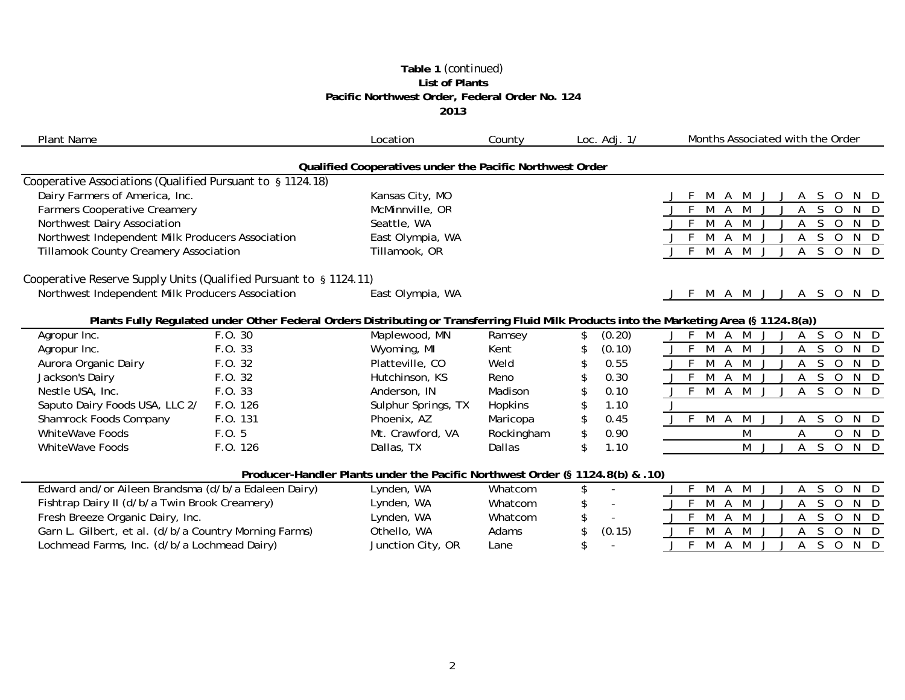**Table 1** *(continued)*
**List of Plants**
**Pacific Northwest Order, Federal Order No. 124**
**2013**

| Plant Name | | Location | County | Loc. Adj. 1/ | Months Associated with the Order | | | | | | | | | | | |
|---|---|---|---|---|---|---|---|---|---|---|---|---|---|---|---|---|
| | | | | | J | F | M | A | M | J | J | A | S | O | N | D |
| **Qualified Cooperatives under the Pacific Northwest Order** | | | | | | | | | | | | | | | | |
| Cooperative Associations (Qualified Pursuant to § 1124.18) | | | | | | | | | | | | | | | | |
| Dairy Farmers of America, Inc. | | Kansas City, MO | | | J | F | M | A | M | J | J | A | S | O | N | D |
| Farmers Cooperative Creamery | | McMinnville, OR | | | J | F | M | A | M | J | J | A | S | O | N | D |
| Northwest Dairy Association | | Seattle, WA | | | J | F | M | A | M | J | J | A | S | O | N | D |
| Northwest Independent Milk Producers Association | | East Olympia, WA | | | J | F | M | A | M | J | J | A | S | O | N | D |
| Tillamook County Creamery Association | | Tillamook, OR | | | J | F | M | A | M | J | J | A | S | O | N | D |
| Cooperative Reserve Supply Units (Qualified Pursuant to § 1124.11) | | | | | | | | | | | | | | | | |
| Northwest Independent Milk Producers Association | | East Olympia, WA | | | J | F | M | A | M | J | J | A | S | O | N | D |
| **Plants Fully Regulated under Other Federal Orders Distributing or Transferring Fluid Milk Products into the Marketing Area (§ 1124.8(a))** | | | | | | | | | | | | | | | | |
| Agropur Inc. | F.O. 30 | Maplewood, MN | Ramsey | $ (0.20) | J | F | M | A | M | J | J | A | S | O | N | D |
| Agropur Inc. | F.O. 33 | Wyoming, MI | Kent | $ (0.10) | J | F | M | A | M | J | J | A | S | O | N | D |
| Aurora Organic Dairy | F.O. 32 | Platteville, CO | Weld | $ 0.55 | J | F | M | A | M | J | J | A | S | O | N | D |
| Jackson's Dairy | F.O. 32 | Hutchinson, KS | Reno | $ 0.30 | J | F | M | A | M | J | J | A | S | O | N | D |
| Nestle USA, Inc. | F.O. 33 | Anderson, IN | Madison | $ 0.10 | J | F | M | A | M | J | J | A | S | O | N | D |
| Saputo Dairy Foods USA, LLC 2/ | F.O. 126 | Sulphur Springs, TX | Hopkins | $ 1.10 | J | | | | | | | | | | | |
| Shamrock Foods Company | F.O. 131 | Phoenix, AZ | Maricopa | $ 0.45 | J | F | M | A | M | J | J | A | S | O | N | D |
| WhiteWave Foods | F.O. 5 | Mt. Crawford, VA | Rockingham | $ 0.90 | | | | | M | | | A | | O | N | D |
| WhiteWave Foods | F.O. 126 | Dallas, TX | Dallas | $ 1.10 | | | | | M | J | J | A | S | O | N | D |
| **Producer-Handler Plants under the Pacific Northwest Order (§ 1124.8(b) & .10)** | | | | | | | | | | | | | | | | |
| Edward and/or Aileen Brandsma (d/b/a Edaleen Dairy) | | Lynden, WA | Whatcom | $ - | J | F | M | A | M | J | J | A | S | O | N | D |
| Fishtrap Dairy II (d/b/a Twin Brook Creamery) | | Lynden, WA | Whatcom | $ - | J | F | M | A | M | J | J | A | S | O | N | D |
| Fresh Breeze Organic Dairy, Inc. | | Lynden, WA | Whatcom | $ - | J | F | M | A | M | J | J | A | S | O | N | D |
| Garn L. Gilbert, et al. (d/b/a Country Morning Farms) | | Othello, WA | Adams | $ (0.15) | J | F | M | A | M | J | J | A | S | O | N | D |
| Lochmead Farms, Inc. (d/b/a Lochmead Dairy) | | Junction City, OR | Lane | $ - | J | F | M | A | M | J | J | A | S | O | N | D |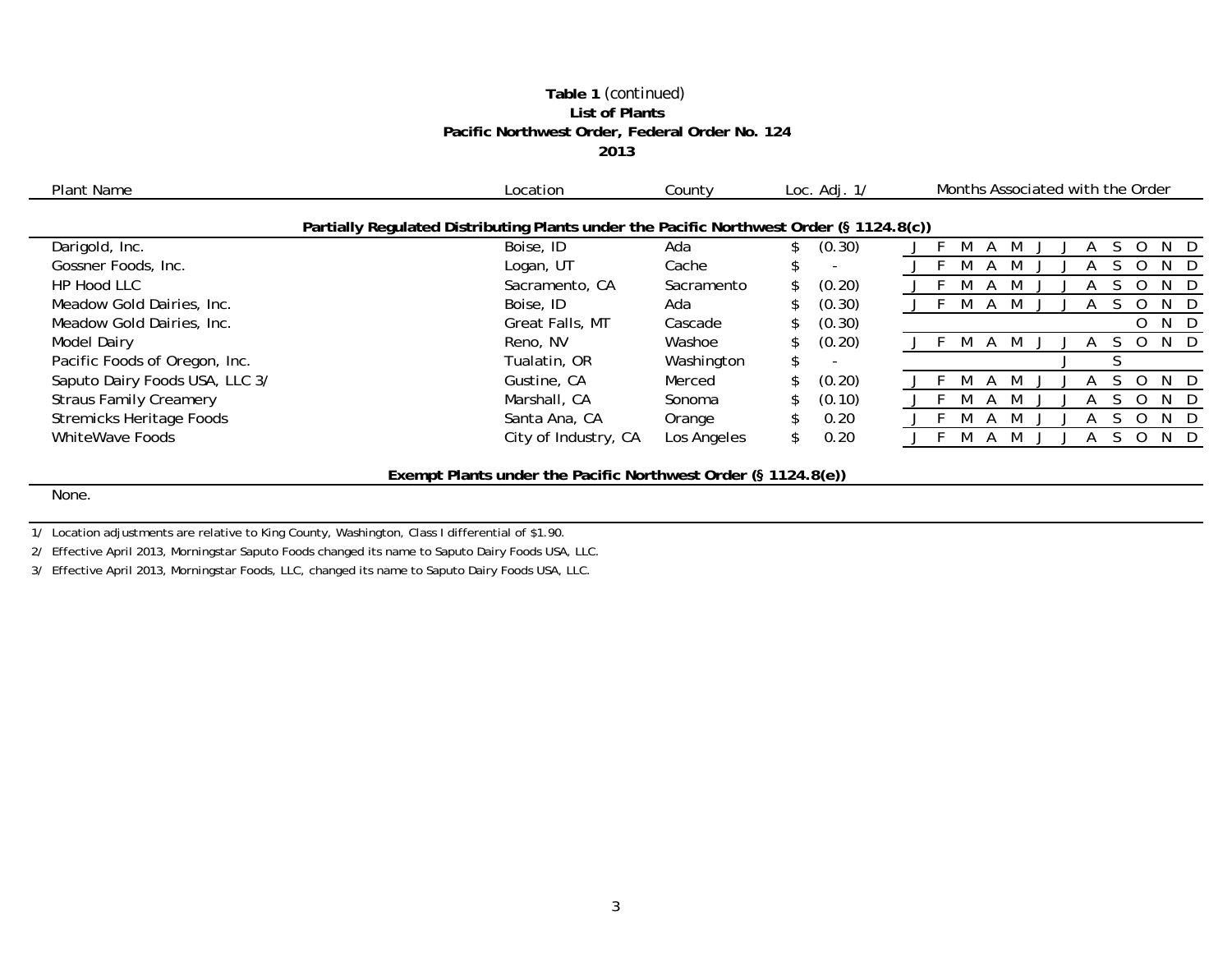**Table 1** *(continued)*
**List of Plants**
**Pacific Northwest Order, Federal Order No. 124**
**2013**

| Plant Name | Location | County | Loc. Adj. 1/ | Months Associated with the Order |
|---|---|---|---|---|
| **Partially Regulated Distributing Plants under the Pacific Northwest Order (§ 1124.8(c))** | | | | |
| Darigold, Inc. | Boise, ID | Ada | $ (0.30) | J F M A M J J A S O N D |
| Gossner Foods, Inc. | Logan, UT | Cache | $ - | J F M A M J J A S O N D |
| HP Hood LLC | Sacramento, CA | Sacramento | $ (0.20) | J F M A M J J A S O N D |
| Meadow Gold Dairies, Inc. | Boise, ID | Ada | $ (0.30) | J F M A M J J A S O N D |
| Meadow Gold Dairies, Inc. | Great Falls, MT | Cascade | $ (0.30) | O N D |
| Model Dairy | Reno, NV | Washoe | $ (0.20) | J F M A M J J A S O N D |
| Pacific Foods of Oregon, Inc. | Tualatin, OR | Washington | $ - | J S |
| Saputo Dairy Foods USA, LLC 3/ | Gustine, CA | Merced | $ (0.20) | J F M A M J J A S O N D |
| Straus Family Creamery | Marshall, CA | Sonoma | $ (0.10) | J F M A M J J A S O N D |
| Stremicks Heritage Foods | Santa Ana, CA | Orange | $ 0.20 | J F M A M J J A S O N D |
| WhiteWave Foods | City of Industry, CA | Los Angeles | $ 0.20 | J F M A M J J A S O N D |
| **Exempt Plants under the Pacific Northwest Order (§ 1124.8(e))** | | | | |
| None. | | | | |

1/ Location adjustments are relative to King County, Washington, Class I differential of $1.90.

2/ Effective April 2013, Morningstar Saputo Foods changed its name to Saputo Dairy Foods USA, LLC.

3/ Effective April 2013, Morningstar Foods, LLC, changed its name to Saputo Dairy Foods USA, LLC.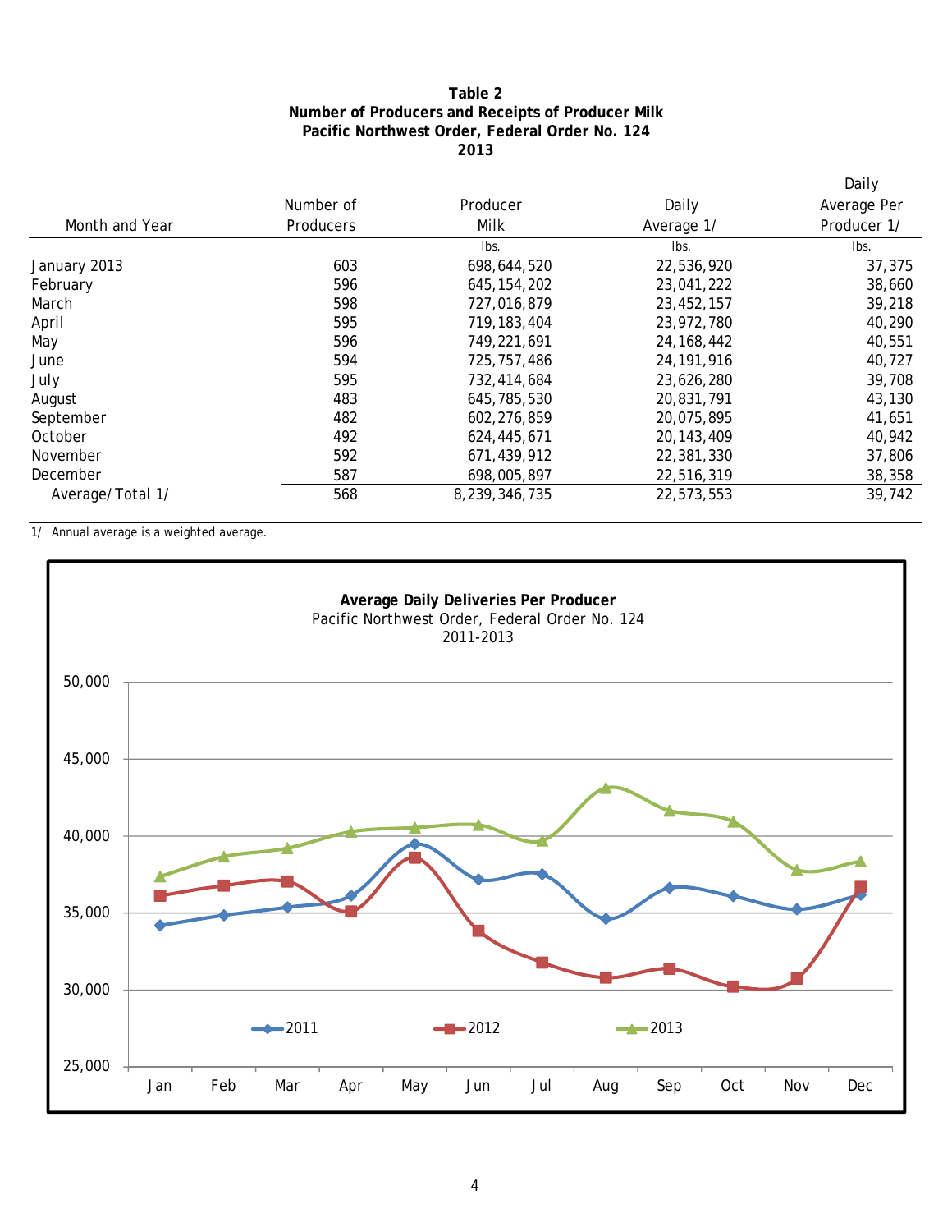**Table 2**
**Number of Producers and Receipts of Producer Milk**
**Pacific Northwest Order, Federal Order No. 124**
**2013**

| Month and Year | Number of Producers | Producer Milk | Daily Average 1/ | Daily Average Per Producer 1/ |
|---|---|---|---|---|
| | | lbs. | lbs. | lbs. |
| January 2013 | 603 | 698,644,520 | 22,536,920 | 37,375 |
| February | 596 | 645,154,202 | 23,041,222 | 38,660 |
| March | 598 | 727,016,879 | 23,452,157 | 39,218 |
| April | 595 | 719,183,404 | 23,972,780 | 40,290 |
| May | 596 | 749,221,691 | 24,168,442 | 40,551 |
| June | 594 | 725,757,486 | 24,191,916 | 40,727 |
| July | 595 | 732,414,684 | 23,626,280 | 39,708 |
| August | 483 | 645,785,530 | 20,831,791 | 43,130 |
| September | 482 | 602,276,859 | 20,075,895 | 41,651 |
| October | 492 | 624,445,671 | 20,143,409 | 40,942 |
| November | 592 | 671,439,912 | 22,381,330 | 37,806 |
| December | 587 | 698,005,897 | 22,516,319 | 38,358 |
| Average/Total 1/ | 568 | 8,239,346,735 | 22,573,553 | 39,742 |

1/ Annual average is a weighted average.

**Average Daily Deliveries Per Producer**
Pacific Northwest Order, Federal Order No. 124
2011-2013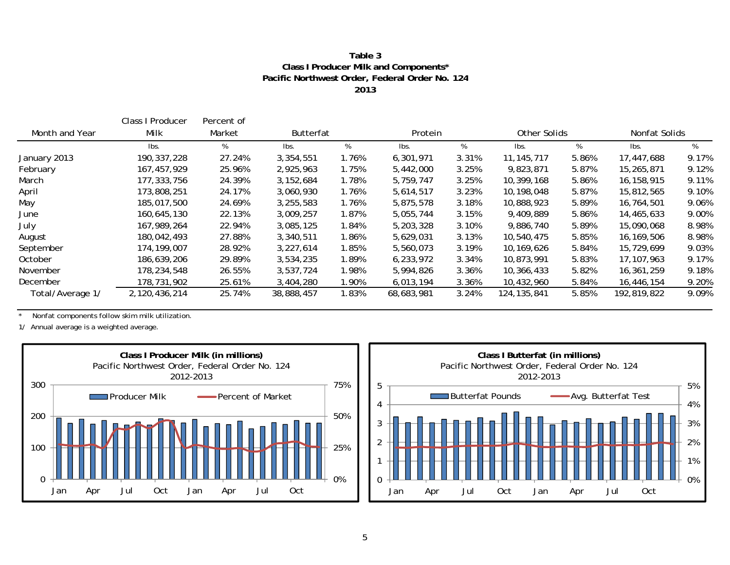# Table 3
## Class I Producer Milk and Components*
## Pacific Northwest Order, Federal Order No. 124
## 2013

| Month and Year | Class I Producer Milk | Percent of Market | Butterfat | | Protein | | Other Solids | | Nonfat Solids | |
|---|---|---|---|---|---|---|---|---|---|---|
| | lbs. | % | lbs. | % | lbs. | % | lbs. | % | lbs. | % |
| January 2013 | 190,337,228 | 27.24% | 3,354,551 | 1.76% | 6,301,971 | 3.31% | 11,145,717 | 5.86% | 17,447,688 | 9.17% |
| February | 167,457,929 | 25.96% | 2,925,963 | 1.75% | 5,442,000 | 3.25% | 9,823,871 | 5.87% | 15,265,871 | 9.12% |
| March | 177,333,756 | 24.39% | 3,152,684 | 1.78% | 5,759,747 | 3.25% | 10,399,168 | 5.86% | 16,158,915 | 9.11% |
| April | 173,808,251 | 24.17% | 3,060,930 | 1.76% | 5,614,517 | 3.23% | 10,198,048 | 5.87% | 15,812,565 | 9.10% |
| May | 185,017,500 | 24.69% | 3,255,583 | 1.76% | 5,875,578 | 3.18% | 10,888,923 | 5.89% | 16,764,501 | 9.06% |
| June | 160,645,130 | 22.13% | 3,009,257 | 1.87% | 5,055,744 | 3.15% | 9,409,889 | 5.86% | 14,465,633 | 9.00% |
| July | 167,989,264 | 22.94% | 3,085,125 | 1.84% | 5,203,328 | 3.10% | 9,886,740 | 5.89% | 15,090,068 | 8.98% |
| August | 180,042,493 | 27.88% | 3,340,511 | 1.86% | 5,629,031 | 3.13% | 10,540,475 | 5.85% | 16,169,506 | 8.98% |
| September | 174,199,007 | 28.92% | 3,227,614 | 1.85% | 5,560,073 | 3.19% | 10,169,626 | 5.84% | 15,729,699 | 9.03% |
| October | 186,639,206 | 29.89% | 3,534,235 | 1.89% | 6,233,972 | 3.34% | 10,873,991 | 5.83% | 17,107,963 | 9.17% |
| November | 178,234,548 | 26.55% | 3,537,724 | 1.98% | 5,994,826 | 3.36% | 10,366,433 | 5.82% | 16,361,259 | 9.18% |
| December | 178,731,902 | 25.61% | 3,404,280 | 1.90% | 6,013,194 | 3.36% | 10,432,960 | 5.84% | 16,446,154 | 9.20% |
| Total/Average 1/ | 2,120,436,214 | 25.74% | 38,888,457 | 1.83% | 68,683,981 | 3.24% | 124,135,841 | 5.85% | 192,819,822 | 9.09% |

\* Nonfat components follow skim milk utilization.

1/ Annual average is a weighted average.

**Class I Producer Milk (in millions)**
Pacific Northwest Order, Federal Order No. 124
2012-2013

**Class I Butterfat (in millions)**
Pacific Northwest Order, Federal Order No. 124
2012-2013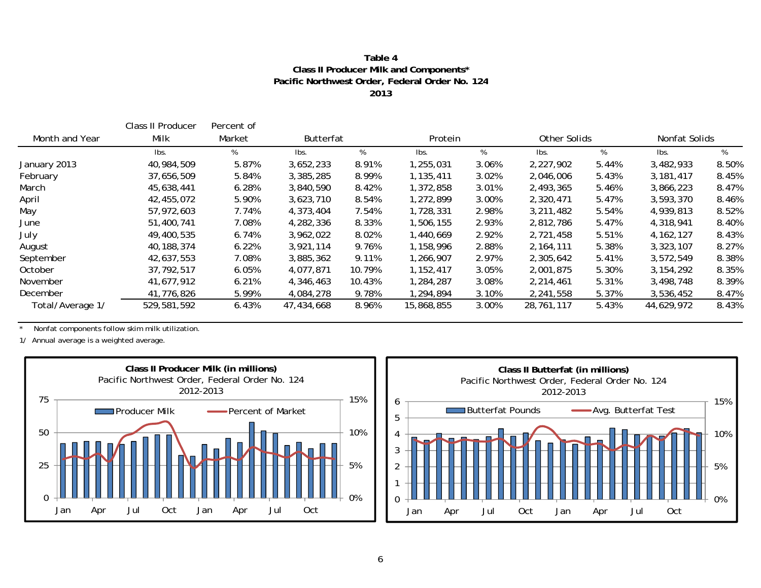**Table 4**
**Class II Producer Milk and Components***
**Pacific Northwest Order, Federal Order No. 124**
**2013**

| Month and Year | Class II Producer Milk | Percent of Market | Butterfat | | Protein | | Other Solids | | Nonfat Solids | |
|---|---|---|---|---|---|---|---|---|---|---|
| | lbs. | % | lbs. | % | lbs. | % | lbs. | % | lbs. | % |
| January 2013 | 40,984,509 | 5.87% | 3,652,233 | 8.91% | 1,255,031 | 3.06% | 2,227,902 | 5.44% | 3,482,933 | 8.50% |
| February | 37,656,509 | 5.84% | 3,385,285 | 8.99% | 1,135,411 | 3.02% | 2,046,006 | 5.43% | 3,181,417 | 8.45% |
| March | 45,638,441 | 6.28% | 3,840,590 | 8.42% | 1,372,858 | 3.01% | 2,493,365 | 5.46% | 3,866,223 | 8.47% |
| April | 42,455,072 | 5.90% | 3,623,710 | 8.54% | 1,272,899 | 3.00% | 2,320,471 | 5.47% | 3,593,370 | 8.46% |
| May | 57,972,603 | 7.74% | 4,373,404 | 7.54% | 1,728,331 | 2.98% | 3,211,482 | 5.54% | 4,939,813 | 8.52% |
| June | 51,400,741 | 7.08% | 4,282,336 | 8.33% | 1,506,155 | 2.93% | 2,812,786 | 5.47% | 4,318,941 | 8.40% |
| July | 49,400,535 | 6.74% | 3,962,022 | 8.02% | 1,440,669 | 2.92% | 2,721,458 | 5.51% | 4,162,127 | 8.43% |
| August | 40,188,374 | 6.22% | 3,921,114 | 9.76% | 1,158,996 | 2.88% | 2,164,111 | 5.38% | 3,323,107 | 8.27% |
| September | 42,637,553 | 7.08% | 3,885,362 | 9.11% | 1,266,907 | 2.97% | 2,305,642 | 5.41% | 3,572,549 | 8.38% |
| October | 37,792,517 | 6.05% | 4,077,871 | 10.79% | 1,152,417 | 3.05% | 2,001,875 | 5.30% | 3,154,292 | 8.35% |
| November | 41,677,912 | 6.21% | 4,346,463 | 10.43% | 1,284,287 | 3.08% | 2,214,461 | 5.31% | 3,498,748 | 8.39% |
| December | 41,776,826 | 5.99% | 4,084,278 | 9.78% | 1,294,894 | 3.10% | 2,241,558 | 5.37% | 3,536,452 | 8.47% |
| Total/Average 1/ | 529,581,592 | 6.43% | 47,434,668 | 8.96% | 15,868,855 | 3.00% | 28,761,117 | 5.43% | 44,629,972 | 8.43% |

\* Nonfat components follow skim milk utilization.

1/ Annual average is a weighted average.

**Class II Producer Milk (in millions)**
Pacific Northwest Order, Federal Order No. 124
2012-2013

**Class II Butterfat (in millions)**
Pacific Northwest Order, Federal Order No. 124
2012-2013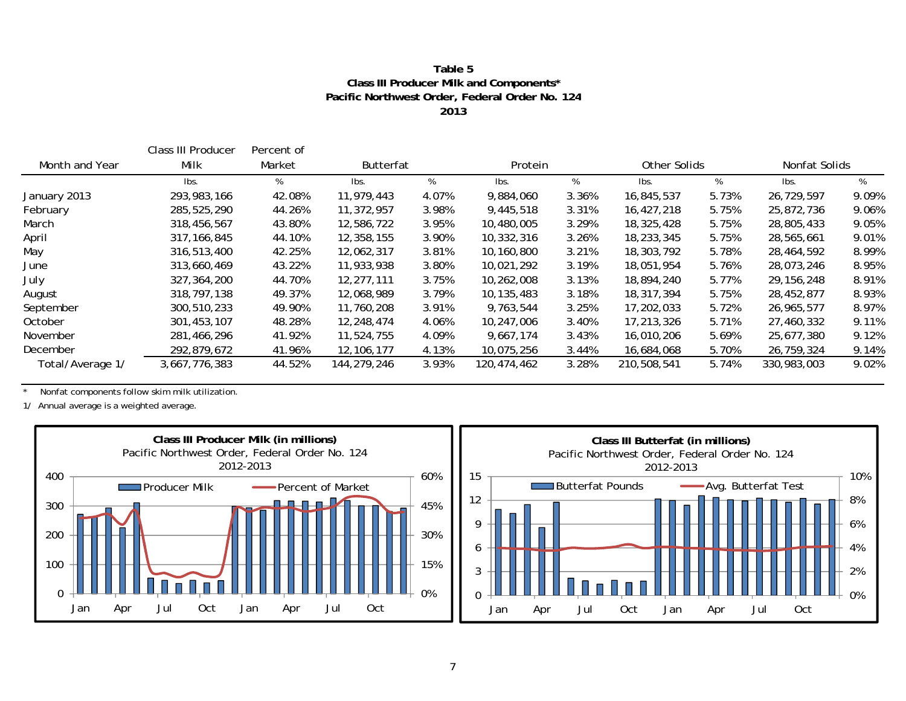**Table 5**
**Class III Producer Milk and Components***
**Pacific Northwest Order, Federal Order No. 124**
**2013**

| Month and Year | Class III Producer Milk | Percent of Market | Butterfat | | Protein | | Other Solids | | Nonfat Solids | |
|---|---|---|---|---|---|---|---|---|---|---|
| | lbs. | % | lbs. | % | lbs. | % | lbs. | % | lbs. | % |
| January 2013 | 293,983,166 | 42.08% | 11,979,443 | 4.07% | 9,884,060 | 3.36% | 16,845,537 | 5.73% | 26,729,597 | 9.09% |
| February | 285,525,290 | 44.26% | 11,372,957 | 3.98% | 9,445,518 | 3.31% | 16,427,218 | 5.75% | 25,872,736 | 9.06% |
| March | 318,456,567 | 43.80% | 12,586,722 | 3.95% | 10,480,005 | 3.29% | 18,325,428 | 5.75% | 28,805,433 | 9.05% |
| April | 317,166,845 | 44.10% | 12,358,155 | 3.90% | 10,332,316 | 3.26% | 18,233,345 | 5.75% | 28,565,661 | 9.01% |
| May | 316,513,400 | 42.25% | 12,062,317 | 3.81% | 10,160,800 | 3.21% | 18,303,792 | 5.78% | 28,464,592 | 8.99% |
| June | 313,660,469 | 43.22% | 11,933,938 | 3.80% | 10,021,292 | 3.19% | 18,051,954 | 5.76% | 28,073,246 | 8.95% |
| July | 327,364,200 | 44.70% | 12,277,111 | 3.75% | 10,262,008 | 3.13% | 18,894,240 | 5.77% | 29,156,248 | 8.91% |
| August | 318,797,138 | 49.37% | 12,068,989 | 3.79% | 10,135,483 | 3.18% | 18,317,394 | 5.75% | 28,452,877 | 8.93% |
| September | 300,510,233 | 49.90% | 11,760,208 | 3.91% | 9,763,544 | 3.25% | 17,202,033 | 5.72% | 26,965,577 | 8.97% |
| October | 301,453,107 | 48.28% | 12,248,474 | 4.06% | 10,247,006 | 3.40% | 17,213,326 | 5.71% | 27,460,332 | 9.11% |
| November | 281,466,296 | 41.92% | 11,524,755 | 4.09% | 9,667,174 | 3.43% | 16,010,206 | 5.69% | 25,677,380 | 9.12% |
| December | 292,879,672 | 41.96% | 12,106,177 | 4.13% | 10,075,256 | 3.44% | 16,684,068 | 5.70% | 26,759,324 | 9.14% |
| Total/Average 1/ | 3,667,776,383 | 44.52% | 144,279,246 | 3.93% | 120,474,462 | 3.28% | 210,508,541 | 5.74% | 330,983,003 | 9.02% |

\* Nonfat components follow skim milk utilization.

1/ Annual average is a weighted average.

**Class III Producer Milk (in millions)**
Pacific Northwest Order, Federal Order No. 124
2012-2013

**Class III Butterfat (in millions)**
Pacific Northwest Order, Federal Order No. 124
2012-2013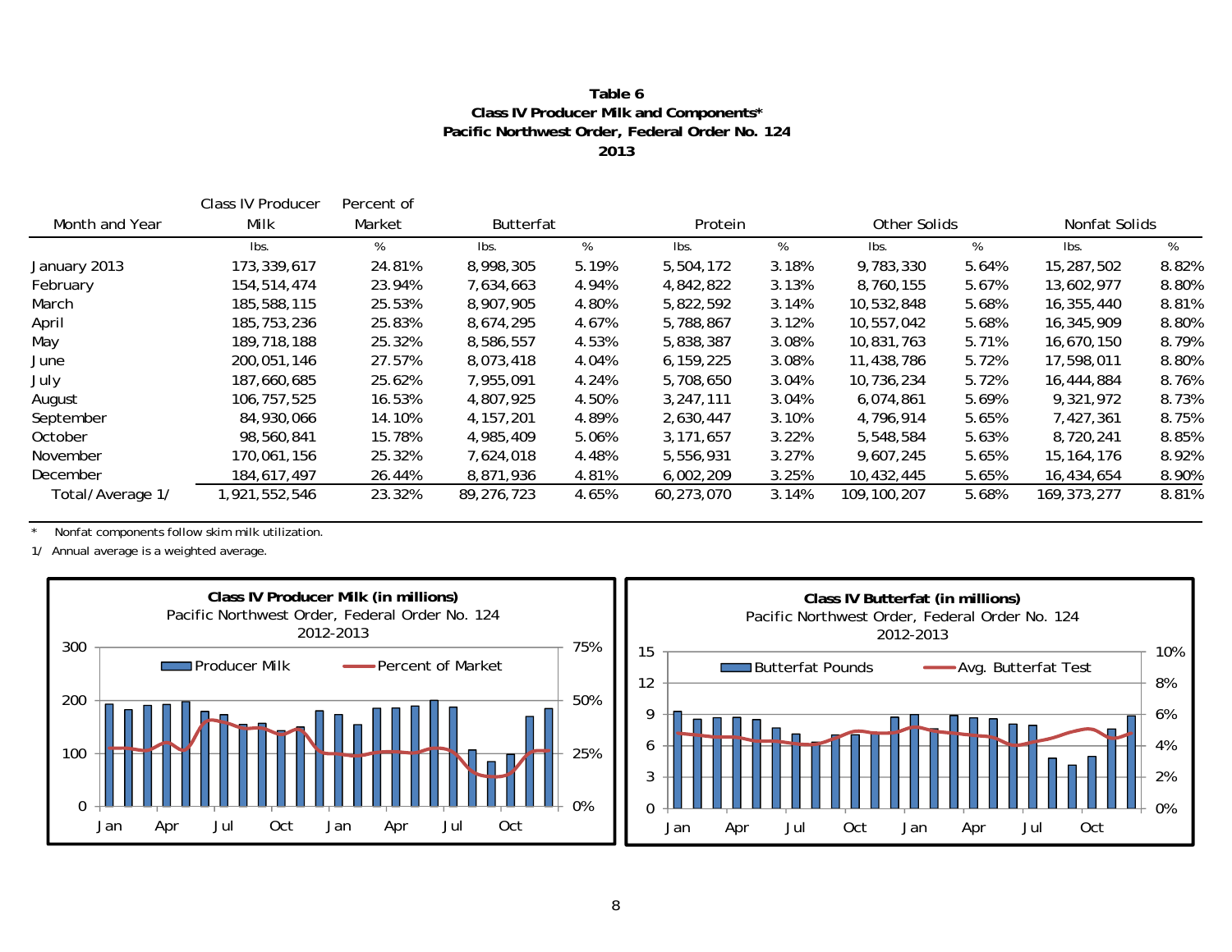**Table 6**
**Class IV Producer Milk and Components***
**Pacific Northwest Order, Federal Order No. 124**
**2013**

| Month and Year | Class IV Producer Milk | Percent of Market | Butterfat | | Protein | | Other Solids | | Nonfat Solids | |
|---|---|---|---|---|---|---|---|---|---|---|
| | lbs. | % | lbs. | % | lbs. | % | lbs. | % | lbs. | % |
| January 2013 | 173,339,617 | 24.81% | 8,998,305 | 5.19% | 5,504,172 | 3.18% | 9,783,330 | 5.64% | 15,287,502 | 8.82% |
| February | 154,514,474 | 23.94% | 7,634,663 | 4.94% | 4,842,822 | 3.13% | 8,760,155 | 5.67% | 13,602,977 | 8.80% |
| March | 185,588,115 | 25.53% | 8,907,905 | 4.80% | 5,822,592 | 3.14% | 10,532,848 | 5.68% | 16,355,440 | 8.81% |
| April | 185,753,236 | 25.83% | 8,674,295 | 4.67% | 5,788,867 | 3.12% | 10,557,042 | 5.68% | 16,345,909 | 8.80% |
| May | 189,718,188 | 25.32% | 8,586,557 | 4.53% | 5,838,387 | 3.08% | 10,831,763 | 5.71% | 16,670,150 | 8.79% |
| June | 200,051,146 | 27.57% | 8,073,418 | 4.04% | 6,159,225 | 3.08% | 11,438,786 | 5.72% | 17,598,011 | 8.80% |
| July | 187,660,685 | 25.62% | 7,955,091 | 4.24% | 5,708,650 | 3.04% | 10,736,234 | 5.72% | 16,444,884 | 8.76% |
| August | 106,757,525 | 16.53% | 4,807,925 | 4.50% | 3,247,111 | 3.04% | 6,074,861 | 5.69% | 9,321,972 | 8.73% |
| September | 84,930,066 | 14.10% | 4,157,201 | 4.89% | 2,630,447 | 3.10% | 4,796,914 | 5.65% | 7,427,361 | 8.75% |
| October | 98,560,841 | 15.78% | 4,985,409 | 5.06% | 3,171,657 | 3.22% | 5,548,584 | 5.63% | 8,720,241 | 8.85% |
| November | 170,061,156 | 25.32% | 7,624,018 | 4.48% | 5,556,931 | 3.27% | 9,607,245 | 5.65% | 15,164,176 | 8.92% |
| December | 184,617,497 | 26.44% | 8,871,936 | 4.81% | 6,002,209 | 3.25% | 10,432,445 | 5.65% | 16,434,654 | 8.90% |
| Total/Average 1/ | 1,921,552,546 | 23.32% | 89,276,723 | 4.65% | 60,273,070 | 3.14% | 109,100,207 | 5.68% | 169,373,277 | 8.81% |

\* Nonfat components follow skim milk utilization.

1/ Annual average is a weighted average.

**Class IV Producer Milk (in millions)**
Pacific Northwest Order, Federal Order No. 124
2012-2013

**Class IV Butterfat (in millions)**
Pacific Northwest Order, Federal Order No. 124
2012-2013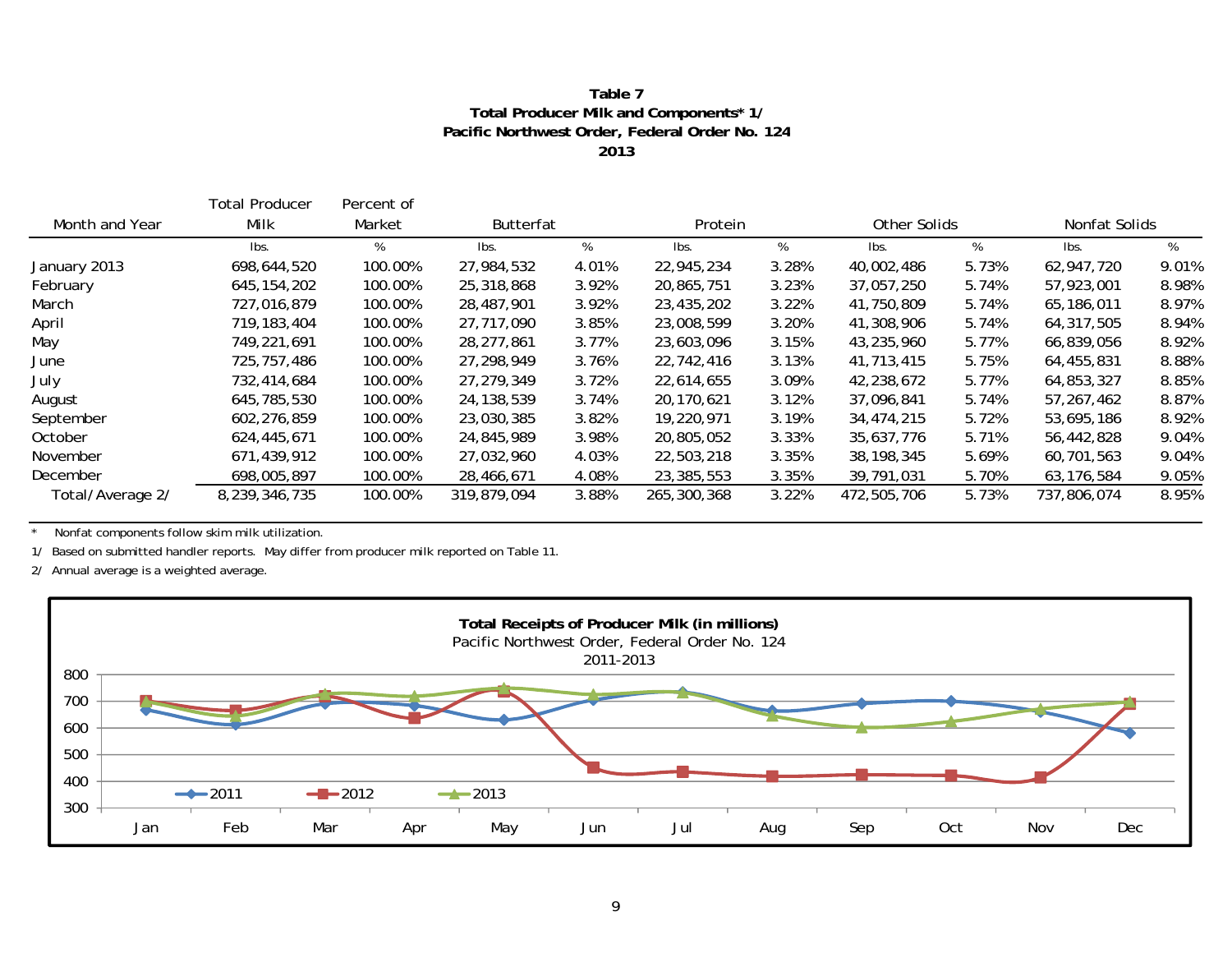**Table 7**
**Total Producer Milk and Components* 1/**
**Pacific Northwest Order, Federal Order No. 124**
**2013**

| Month and Year | Total Producer Milk | Percent of Market | Butterfat | | Protein | | Other Solids | | Nonfat Solids | |
|---|---|---|---|---|---|---|---|---|---|---|
| | lbs. | % | lbs. | % | lbs. | % | lbs. | % | lbs. | % |
| January 2013 | 698,644,520 | 100.00% | 27,984,532 | 4.01% | 22,945,234 | 3.28% | 40,002,486 | 5.73% | 62,947,720 | 9.01% |
| February | 645,154,202 | 100.00% | 25,318,868 | 3.92% | 20,865,751 | 3.23% | 37,057,250 | 5.74% | 57,923,001 | 8.98% |
| March | 727,016,879 | 100.00% | 28,487,901 | 3.92% | 23,435,202 | 3.22% | 41,750,809 | 5.74% | 65,186,011 | 8.97% |
| April | 719,183,404 | 100.00% | 27,717,090 | 3.85% | 23,008,599 | 3.20% | 41,308,906 | 5.74% | 64,317,505 | 8.94% |
| May | 749,221,691 | 100.00% | 28,277,861 | 3.77% | 23,603,096 | 3.15% | 43,235,960 | 5.77% | 66,839,056 | 8.92% |
| June | 725,757,486 | 100.00% | 27,298,949 | 3.76% | 22,742,416 | 3.13% | 41,713,415 | 5.75% | 64,455,831 | 8.88% |
| July | 732,414,684 | 100.00% | 27,279,349 | 3.72% | 22,614,655 | 3.09% | 42,238,672 | 5.77% | 64,853,327 | 8.85% |
| August | 645,785,530 | 100.00% | 24,138,539 | 3.74% | 20,170,621 | 3.12% | 37,096,841 | 5.74% | 57,267,462 | 8.87% |
| September | 602,276,859 | 100.00% | 23,030,385 | 3.82% | 19,220,971 | 3.19% | 34,474,215 | 5.72% | 53,695,186 | 8.92% |
| October | 624,445,671 | 100.00% | 24,845,989 | 3.98% | 20,805,052 | 3.33% | 35,637,776 | 5.71% | 56,442,828 | 9.04% |
| November | 671,439,912 | 100.00% | 27,032,960 | 4.03% | 22,503,218 | 3.35% | 38,198,345 | 5.69% | 60,701,563 | 9.04% |
| December | 698,005,897 | 100.00% | 28,466,671 | 4.08% | 23,385,553 | 3.35% | 39,791,031 | 5.70% | 63,176,584 | 9.05% |
| Total/Average 2/ | 8,239,346,735 | 100.00% | 319,879,094 | 3.88% | 265,300,368 | 3.22% | 472,505,706 | 5.73% | 737,806,074 | 8.95% |

\* Nonfat components follow skim milk utilization.

1/ Based on submitted handler reports. May differ from producer milk reported on Table 11.

2/ Annual average is a weighted average.

**Total Receipts of Producer Milk (in millions)**
Pacific Northwest Order, Federal Order No. 124
2011-2013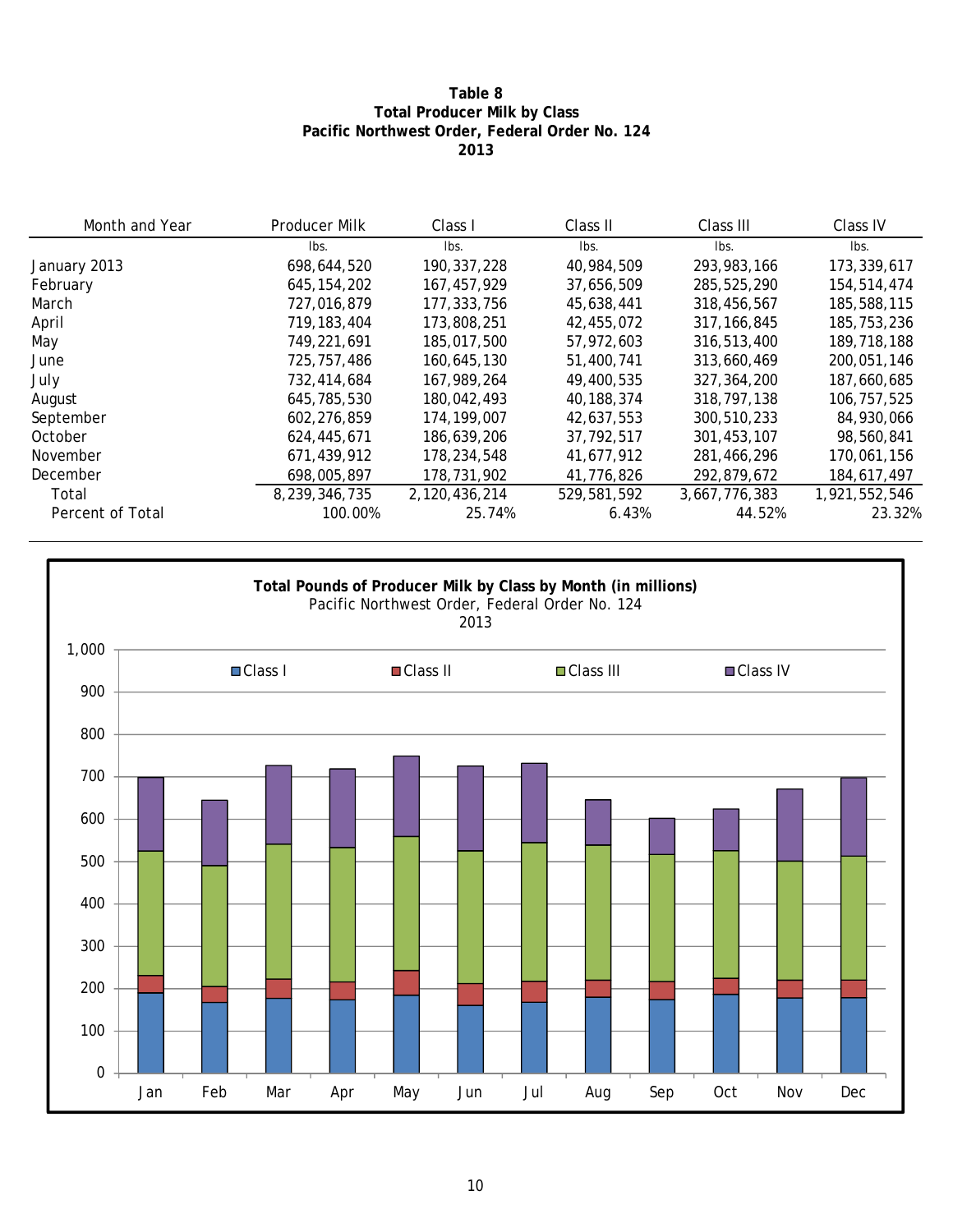**Table 8**
**Total Producer Milk by Class**
**Pacific Northwest Order, Federal Order No. 124**
**2013**

| Month and Year | Producer Milk | Class I | Class II | Class III | Class IV |
|---|---|---|---|---|---|
| | lbs. | lbs. | lbs. | lbs. | lbs. |
| January 2013 | 698,644,520 | 190,337,228 | 40,984,509 | 293,983,166 | 173,339,617 |
| February | 645,154,202 | 167,457,929 | 37,656,509 | 285,525,290 | 154,514,474 |
| March | 727,016,879 | 177,333,756 | 45,638,441 | 318,456,567 | 185,588,115 |
| April | 719,183,404 | 173,808,251 | 42,455,072 | 317,166,845 | 185,753,236 |
| May | 749,221,691 | 185,017,500 | 57,972,603 | 316,513,400 | 189,718,188 |
| June | 725,757,486 | 160,645,130 | 51,400,741 | 313,660,469 | 200,051,146 |
| July | 732,414,684 | 167,989,264 | 49,400,535 | 327,364,200 | 187,660,685 |
| August | 645,785,530 | 180,042,493 | 40,188,374 | 318,797,138 | 106,757,525 |
| September | 602,276,859 | 174,199,007 | 42,637,553 | 300,510,233 | 84,930,066 |
| October | 624,445,671 | 186,639,206 | 37,792,517 | 301,453,107 | 98,560,841 |
| November | 671,439,912 | 178,234,548 | 41,677,912 | 281,466,296 | 170,061,156 |
| December | 698,005,897 | 178,731,902 | 41,776,826 | 292,879,672 | 184,617,497 |
| Total | 8,239,346,735 | 2,120,436,214 | 529,581,592 | 3,667,776,383 | 1,921,552,546 |
| Percent of Total | 100.00% | 25.74% | 6.43% | 44.52% | 23.32% |

**Total Pounds of Producer Milk by Class by Month (in millions)**
Pacific Northwest Order, Federal Order No. 124
2013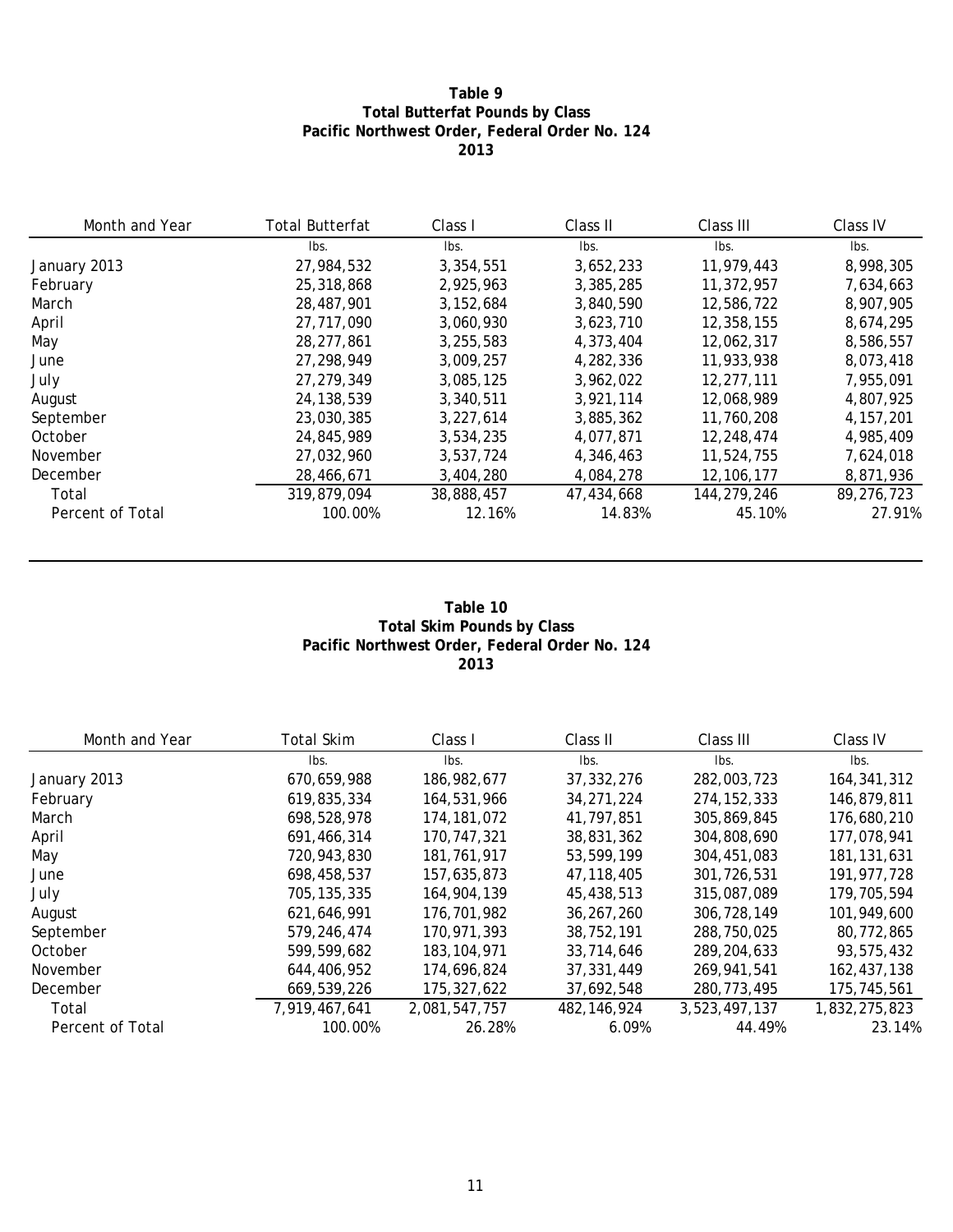# Table 9
## Total Butterfat Pounds by Class
## Pacific Northwest Order, Federal Order No. 124
## 2013

| Month and Year | Total Butterfat | Class I | Class II | Class III | Class IV |
|---|---|---|---|---|---|
| | lbs. | lbs. | lbs. | lbs. | lbs. |
| January 2013 | 27,984,532 | 3,354,551 | 3,652,233 | 11,979,443 | 8,998,305 |
| February | 25,318,868 | 2,925,963 | 3,385,285 | 11,372,957 | 7,634,663 |
| March | 28,487,901 | 3,152,684 | 3,840,590 | 12,586,722 | 8,907,905 |
| April | 27,717,090 | 3,060,930 | 3,623,710 | 12,358,155 | 8,674,295 |
| May | 28,277,861 | 3,255,583 | 4,373,404 | 12,062,317 | 8,586,557 |
| June | 27,298,949 | 3,009,257 | 4,282,336 | 11,933,938 | 8,073,418 |
| July | 27,279,349 | 3,085,125 | 3,962,022 | 12,277,111 | 7,955,091 |
| August | 24,138,539 | 3,340,511 | 3,921,114 | 12,068,989 | 4,807,925 |
| September | 23,030,385 | 3,227,614 | 3,885,362 | 11,760,208 | 4,157,201 |
| October | 24,845,989 | 3,534,235 | 4,077,871 | 12,248,474 | 4,985,409 |
| November | 27,032,960 | 3,537,724 | 4,346,463 | 11,524,755 | 7,624,018 |
| December | 28,466,671 | 3,404,280 | 4,084,278 | 12,106,177 | 8,871,936 |
| Total | 319,879,094 | 38,888,457 | 47,434,668 | 144,279,246 | 89,276,723 |
| Percent of Total | 100.00% | 12.16% | 14.83% | 45.10% | 27.91% |

# Table 10
## Total Skim Pounds by Class
## Pacific Northwest Order, Federal Order No. 124
## 2013

| Month and Year | Total Skim | Class I | Class II | Class III | Class IV |
|---|---|---|---|---|---|
| | lbs. | lbs. | lbs. | lbs. | lbs. |
| January 2013 | 670,659,988 | 186,982,677 | 37,332,276 | 282,003,723 | 164,341,312 |
| February | 619,835,334 | 164,531,966 | 34,271,224 | 274,152,333 | 146,879,811 |
| March | 698,528,978 | 174,181,072 | 41,797,851 | 305,869,845 | 176,680,210 |
| April | 691,466,314 | 170,747,321 | 38,831,362 | 304,808,690 | 177,078,941 |
| May | 720,943,830 | 181,761,917 | 53,599,199 | 304,451,083 | 181,131,631 |
| June | 698,458,537 | 157,635,873 | 47,118,405 | 301,726,531 | 191,977,728 |
| July | 705,135,335 | 164,904,139 | 45,438,513 | 315,087,089 | 179,705,594 |
| August | 621,646,991 | 176,701,982 | 36,267,260 | 306,728,149 | 101,949,600 |
| September | 579,246,474 | 170,971,393 | 38,752,191 | 288,750,025 | 80,772,865 |
| October | 599,599,682 | 183,104,971 | 33,714,646 | 289,204,633 | 93,575,432 |
| November | 644,406,952 | 174,696,824 | 37,331,449 | 269,941,541 | 162,437,138 |
| December | 669,539,226 | 175,327,622 | 37,692,548 | 280,773,495 | 175,745,561 |
| Total | 7,919,467,641 | 2,081,547,757 | 482,146,924 | 3,523,497,137 | 1,832,275,823 |
| Percent of Total | 100.00% | 26.28% | 6.09% | 44.49% | 23.14% |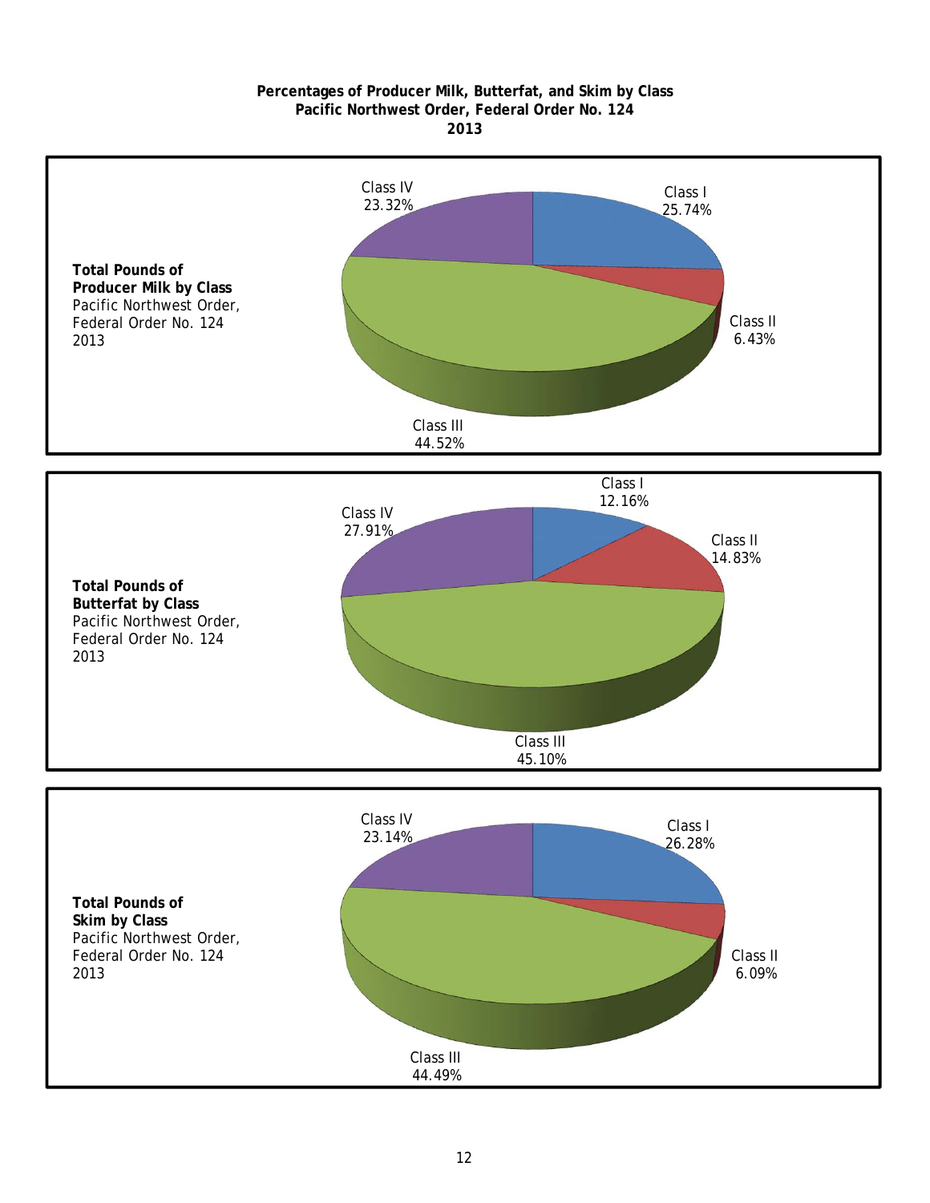**Percentages of Producer Milk, Butterfat, and Skim by Class**
**Pacific Northwest Order, Federal Order No. 124**
**2013**

**Total Pounds of Producer Milk by Class**
Pacific Northwest Order, Federal Order No. 124
2013

Class I 25.74%
Class II 6.43%
Class III 44.52%
Class IV 23.32%

**Total Pounds of Butterfat by Class**
Pacific Northwest Order, Federal Order No. 124
2013

Class I 12.16%
Class II 14.83%
Class III 45.10%
Class IV 27.91%

**Total Pounds of Skim by Class**
Pacific Northwest Order, Federal Order No. 124
2013

Class I 26.28%
Class II 6.09%
Class III 44.49%
Class IV 23.14%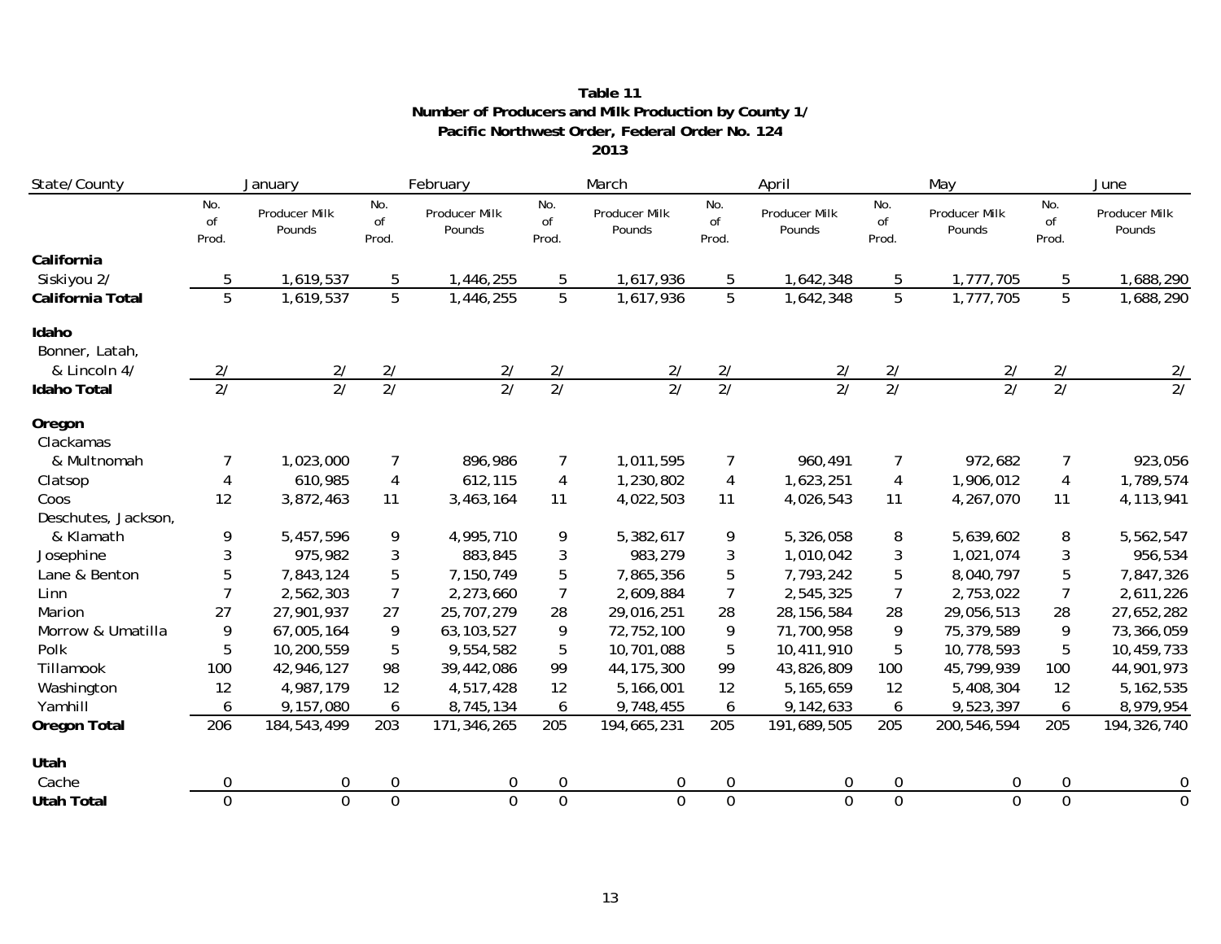**Table 11**
**Number of Producers and Milk Production by County 1/**
**Pacific Northwest Order, Federal Order No. 124**
**2013**

| State/County | January | | February | | March | | April | | May | | June | |
|---|---|---|---|---|---|---|---|---|---|---|---|---|
| | No. of Prod. | Producer Milk Pounds | No. of Prod. | Producer Milk Pounds | No. of Prod. | Producer Milk Pounds | No. of Prod. | Producer Milk Pounds | No. of Prod. | Producer Milk Pounds | No. of Prod. | Producer Milk Pounds |
| **California** | | | | | | | | | | | | |
| Siskiyou 2/ | 5 | 1,619,537 | 5 | 1,446,255 | 5 | 1,617,936 | 5 | 1,642,348 | 5 | 1,777,705 | 5 | 1,688,290 |
| **California Total** | 5 | 1,619,537 | 5 | 1,446,255 | 5 | 1,617,936 | 5 | 1,642,348 | 5 | 1,777,705 | 5 | 1,688,290 |
| **Idaho** | | | | | | | | | | | | |
| Bonner, Latah, & Lincoln 4/ | 2/ | 2/ | 2/ | 2/ | 2/ | 2/ | 2/ | 2/ | 2/ | 2/ | 2/ | 2/ |
| **Idaho Total** | 2/ | 2/ | 2/ | 2/ | 2/ | 2/ | 2/ | 2/ | 2/ | 2/ | 2/ | 2/ |
| **Oregon** | | | | | | | | | | | | |
| Clackamas & Multnomah | 7 | 1,023,000 | 7 | 896,986 | 7 | 1,011,595 | 7 | 960,491 | 7 | 972,682 | 7 | 923,056 |
| Clatsop | 4 | 610,985 | 4 | 612,115 | 4 | 1,230,802 | 4 | 1,623,251 | 4 | 1,906,012 | 4 | 1,789,574 |
| Coos | 12 | 3,872,463 | 11 | 3,463,164 | 11 | 4,022,503 | 11 | 4,026,543 | 11 | 4,267,070 | 11 | 4,113,941 |
| Deschutes, Jackson, & Klamath | 9 | 5,457,596 | 9 | 4,995,710 | 9 | 5,382,617 | 9 | 5,326,058 | 8 | 5,639,602 | 8 | 5,562,547 |
| Josephine | 3 | 975,982 | 3 | 883,845 | 3 | 983,279 | 3 | 1,010,042 | 3 | 1,021,074 | 3 | 956,534 |
| Lane & Benton | 5 | 7,843,124 | 5 | 7,150,749 | 5 | 7,865,356 | 5 | 7,793,242 | 5 | 8,040,797 | 5 | 7,847,326 |
| Linn | 7 | 2,562,303 | 7 | 2,273,660 | 7 | 2,609,884 | 7 | 2,545,325 | 7 | 2,753,022 | 7 | 2,611,226 |
| Marion | 27 | 27,901,937 | 27 | 25,707,279 | 28 | 29,016,251 | 28 | 28,156,584 | 28 | 29,056,513 | 28 | 27,652,282 |
| Morrow & Umatilla | 9 | 67,005,164 | 9 | 63,103,527 | 9 | 72,752,100 | 9 | 71,700,958 | 9 | 75,379,589 | 9 | 73,366,059 |
| Polk | 5 | 10,200,559 | 5 | 9,554,582 | 5 | 10,701,088 | 5 | 10,411,910 | 5 | 10,778,593 | 5 | 10,459,733 |
| Tillamook | 100 | 42,946,127 | 98 | 39,442,086 | 99 | 44,175,300 | 99 | 43,826,809 | 100 | 45,799,939 | 100 | 44,901,973 |
| Washington | 12 | 4,987,179 | 12 | 4,517,428 | 12 | 5,166,001 | 12 | 5,165,659 | 12 | 5,408,304 | 12 | 5,162,535 |
| Yamhill | 6 | 9,157,080 | 6 | 8,745,134 | 6 | 9,748,455 | 6 | 9,142,633 | 6 | 9,523,397 | 6 | 8,979,954 |
| **Oregon Total** | 206 | 184,543,499 | 203 | 171,346,265 | 205 | 194,665,231 | 205 | 191,689,505 | 205 | 200,546,594 | 205 | 194,326,740 |
| **Utah** | | | | | | | | | | | | |
| Cache | 0 | 0 | 0 | 0 | 0 | 0 | 0 | 0 | 0 | 0 | 0 | 0 |
| **Utah Total** | 0 | 0 | 0 | 0 | 0 | 0 | 0 | 0 | 0 | 0 | 0 | 0 |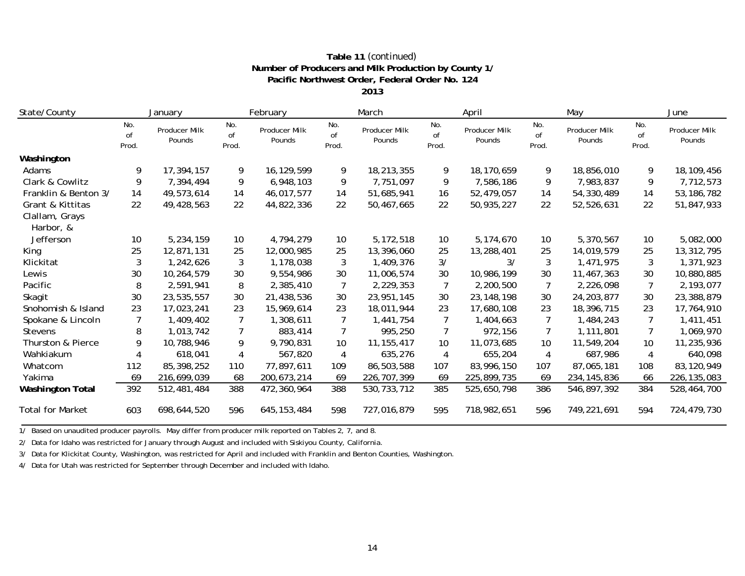**Table 11** *(continued)*
**Number of Producers and Milk Production by County 1/**
**Pacific Northwest Order, Federal Order No. 124**
**2013**

| State/County | January | | February | | March | | April | | May | | June | |
|---|---|---|---|---|---|---|---|---|---|---|---|---|
| | No. of Prod. | Producer Milk Pounds | No. of Prod. | Producer Milk Pounds | No. of Prod. | Producer Milk Pounds | No. of Prod. | Producer Milk Pounds | No. of Prod. | Producer Milk Pounds | No. of Prod. | Producer Milk Pounds |
| **Washington** | | | | | | | | | | | | |
| Adams | 9 | 17,394,157 | 9 | 16,129,599 | 9 | 18,213,355 | 9 | 18,170,659 | 9 | 18,856,010 | 9 | 18,109,456 |
| Clark & Cowlitz | 9 | 7,394,494 | 9 | 6,948,103 | 9 | 7,751,097 | 9 | 7,586,186 | 9 | 7,983,837 | 9 | 7,712,573 |
| Franklin & Benton 3/ | 14 | 49,573,614 | 14 | 46,017,577 | 14 | 51,685,941 | 16 | 52,479,057 | 14 | 54,330,489 | 14 | 53,186,782 |
| Grant & Kittitas | 22 | 49,428,563 | 22 | 44,822,336 | 22 | 50,467,665 | 22 | 50,935,227 | 22 | 52,526,631 | 22 | 51,847,933 |
| Clallam, Grays Harbor, & Jefferson | 10 | 5,234,159 | 10 | 4,794,279 | 10 | 5,172,518 | 10 | 5,174,670 | 10 | 5,370,567 | 10 | 5,082,000 |
| King | 25 | 12,871,131 | 25 | 12,000,985 | 25 | 13,396,060 | 25 | 13,288,401 | 25 | 14,019,579 | 25 | 13,312,795 |
| Klickitat | 3 | 1,242,626 | 3 | 1,178,038 | 3 | 1,409,376 | 3/ | 3/ | 3 | 1,471,975 | 3 | 1,371,923 |
| Lewis | 30 | 10,264,579 | 30 | 9,554,986 | 30 | 11,006,574 | 30 | 10,986,199 | 30 | 11,467,363 | 30 | 10,880,885 |
| Pacific | 8 | 2,591,941 | 8 | 2,385,410 | 7 | 2,229,353 | 7 | 2,200,500 | 7 | 2,226,098 | 7 | 2,193,077 |
| Skagit | 30 | 23,535,557 | 30 | 21,438,536 | 30 | 23,951,145 | 30 | 23,148,198 | 30 | 24,203,877 | 30 | 23,388,879 |
| Snohomish & Island | 23 | 17,023,241 | 23 | 15,969,614 | 23 | 18,011,944 | 23 | 17,680,108 | 23 | 18,396,715 | 23 | 17,764,910 |
| Spokane & Lincoln | 7 | 1,409,402 | 7 | 1,308,611 | 7 | 1,441,754 | 7 | 1,404,663 | 7 | 1,484,243 | 7 | 1,411,451 |
| Stevens | 8 | 1,013,742 | 7 | 883,414 | 7 | 995,250 | 7 | 972,156 | 7 | 1,111,801 | 7 | 1,069,970 |
| Thurston & Pierce | 9 | 10,788,946 | 9 | 9,790,831 | 10 | 11,155,417 | 10 | 11,073,685 | 10 | 11,549,204 | 10 | 11,235,936 |
| Wahkiakum | 4 | 618,041 | 4 | 567,820 | 4 | 635,276 | 4 | 655,204 | 4 | 687,986 | 4 | 640,098 |
| Whatcom | 112 | 85,398,252 | 110 | 77,897,611 | 109 | 86,503,588 | 107 | 83,996,150 | 107 | 87,065,181 | 108 | 83,120,949 |
| Yakima | 69 | 216,699,039 | 68 | 200,673,214 | 69 | 226,707,399 | 69 | 225,899,735 | 69 | 234,145,836 | 66 | 226,135,083 |
| **Washington Total** | 392 | 512,481,484 | 388 | 472,360,964 | 388 | 530,733,712 | 385 | 525,650,798 | 386 | 546,897,392 | 384 | 528,464,700 |
| Total for Market | 603 | 698,644,520 | 596 | 645,153,484 | 598 | 727,016,879 | 595 | 718,982,651 | 596 | 749,221,691 | 594 | 724,479,730 |

1/ Based on unaudited producer payrolls. May differ from producer milk reported on Tables 2, 7, and 8.

2/ Data for Idaho was restricted for January through August and included with Siskiyou County, California.

3/ Data for Klickitat County, Washington, was restricted for April and included with Franklin and Benton Counties, Washington.

4/ Data for Utah was restricted for September through December and included with Idaho.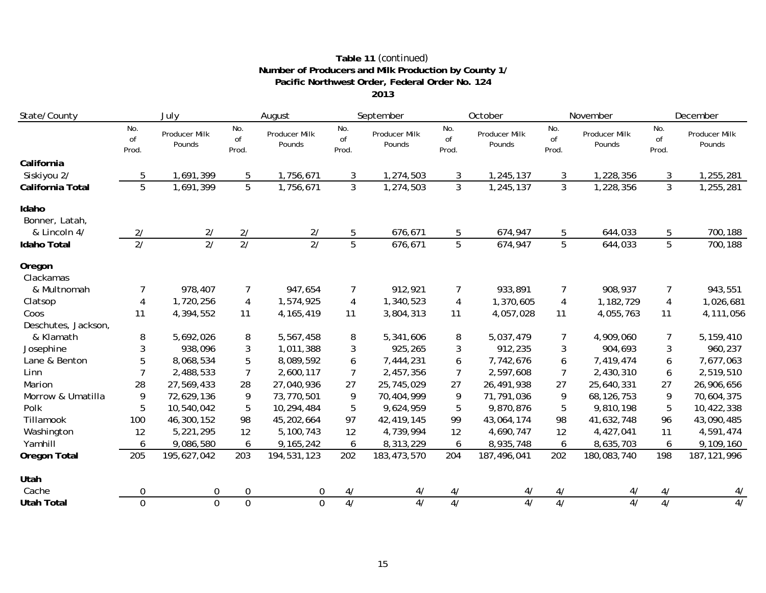**Table 11** *(continued)*
**Number of Producers and Milk Production by County 1/**
**Pacific Northwest Order, Federal Order No. 124**
**2013**

| State/County | July | | August | | September | | October | | November | | December | |
|---|---|---|---|---|---|---|---|---|---|---|---|---|
| | No. of Prod. | Producer Milk Pounds | No. of Prod. | Producer Milk Pounds | No. of Prod. | Producer Milk Pounds | No. of Prod. | Producer Milk Pounds | No. of Prod. | Producer Milk Pounds | No. of Prod. | Producer Milk Pounds |
| **California** | | | | | | | | | | | | |
| Siskiyou 2/ | 5 | 1,691,399 | 5 | 1,756,671 | 3 | 1,274,503 | 3 | 1,245,137 | 3 | 1,228,356 | 3 | 1,255,281 |
| **California Total** | 5 | 1,691,399 | 5 | 1,756,671 | 3 | 1,274,503 | 3 | 1,245,137 | 3 | 1,228,356 | 3 | 1,255,281 |
| **Idaho** | | | | | | | | | | | | |
| Bonner, Latah, & Lincoln 4/ | 2/ | 2/ | 2/ | 2/ | 5 | 676,671 | 5 | 674,947 | 5 | 644,033 | 5 | 700,188 |
| **Idaho Total** | 2/ | 2/ | 2/ | 2/ | 5 | 676,671 | 5 | 674,947 | 5 | 644,033 | 5 | 700,188 |
| **Oregon** | | | | | | | | | | | | |
| Clackamas & Multnomah | 7 | 978,407 | 7 | 947,654 | 7 | 912,921 | 7 | 933,891 | 7 | 908,937 | 7 | 943,551 |
| Clatsop | 4 | 1,720,256 | 4 | 1,574,925 | 4 | 1,340,523 | 4 | 1,370,605 | 4 | 1,182,729 | 4 | 1,026,681 |
| Coos | 11 | 4,394,552 | 11 | 4,165,419 | 11 | 3,804,313 | 11 | 4,057,028 | 11 | 4,055,763 | 11 | 4,111,056 |
| Deschutes, Jackson, & Klamath | 8 | 5,692,026 | 8 | 5,567,458 | 8 | 5,341,606 | 8 | 5,037,479 | 7 | 4,909,060 | 7 | 5,159,410 |
| Josephine | 3 | 938,096 | 3 | 1,011,388 | 3 | 925,265 | 3 | 912,235 | 3 | 904,693 | 3 | 960,237 |
| Lane & Benton | 5 | 8,068,534 | 5 | 8,089,592 | 6 | 7,444,231 | 6 | 7,742,676 | 6 | 7,419,474 | 6 | 7,677,063 |
| Linn | 7 | 2,488,533 | 7 | 2,600,117 | 7 | 2,457,356 | 7 | 2,597,608 | 7 | 2,430,310 | 6 | 2,519,510 |
| Marion | 28 | 27,569,433 | 28 | 27,040,936 | 27 | 25,745,029 | 27 | 26,491,938 | 27 | 25,640,331 | 27 | 26,906,656 |
| Morrow & Umatilla | 9 | 72,629,136 | 9 | 73,770,501 | 9 | 70,404,999 | 9 | 71,791,036 | 9 | 68,126,753 | 9 | 70,604,375 |
| Polk | 5 | 10,540,042 | 5 | 10,294,484 | 5 | 9,624,959 | 5 | 9,870,876 | 5 | 9,810,198 | 5 | 10,422,338 |
| Tillamook | 100 | 46,300,152 | 98 | 45,202,664 | 97 | 42,419,145 | 99 | 43,064,174 | 98 | 41,632,748 | 96 | 43,090,485 |
| Washington | 12 | 5,221,295 | 12 | 5,100,743 | 12 | 4,739,994 | 12 | 4,690,747 | 12 | 4,427,041 | 11 | 4,591,474 |
| Yamhill | 6 | 9,086,580 | 6 | 9,165,242 | 6 | 8,313,229 | 6 | 8,935,748 | 6 | 8,635,703 | 6 | 9,109,160 |
| **Oregon Total** | 205 | 195,627,042 | 203 | 194,531,123 | 202 | 183,473,570 | 204 | 187,496,041 | 202 | 180,083,740 | 198 | 187,121,996 |
| **Utah** | | | | | | | | | | | | |
| Cache | 0 | 0 | 0 | 0 | 4/ | 4/ | 4/ | 4/ | 4/ | 4/ | 4/ | 4/ |
| **Utah Total** | 0 | 0 | 0 | 0 | 4/ | 4/ | 4/ | 4/ | 4/ | 4/ | 4/ | 4/ |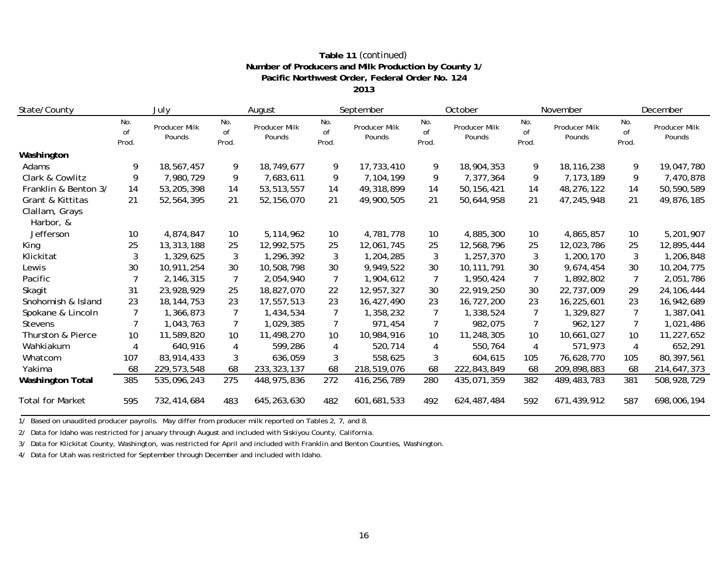**Table 11** *(continued)*
**Number of Producers and Milk Production by County 1/**
**Pacific Northwest Order, Federal Order No. 124**
**2013**

| State/County | July | | August | | September | | October | | November | | December | |
|---|---|---|---|---|---|---|---|---|---|---|---|---|
| | No. of Prod. | Producer Milk Pounds | No. of Prod. | Producer Milk Pounds | No. of Prod. | Producer Milk Pounds | No. of Prod. | Producer Milk Pounds | No. of Prod. | Producer Milk Pounds | No. of Prod. | Producer Milk Pounds |
| **Washington** | | | | | | | | | | | | |
| Adams | 9 | 18,567,457 | 9 | 18,749,677 | 9 | 17,733,410 | 9 | 18,904,353 | 9 | 18,116,238 | 9 | 19,047,780 |
| Clark & Cowlitz | 9 | 7,980,729 | 9 | 7,683,611 | 9 | 7,104,199 | 9 | 7,377,364 | 9 | 7,173,189 | 9 | 7,470,878 |
| Franklin & Benton 3/ | 14 | 53,205,398 | 14 | 53,513,557 | 14 | 49,318,899 | 14 | 50,156,421 | 14 | 48,276,122 | 14 | 50,590,589 |
| Grant & Kittitas | 21 | 52,564,395 | 21 | 52,156,070 | 21 | 49,900,505 | 21 | 50,644,958 | 21 | 47,245,948 | 21 | 49,876,185 |
| Clallam, Grays Harbor, & Jefferson | 10 | 4,874,847 | 10 | 5,114,962 | 10 | 4,781,778 | 10 | 4,885,300 | 10 | 4,865,857 | 10 | 5,201,907 |
| King | 25 | 13,313,188 | 25 | 12,992,575 | 25 | 12,061,745 | 25 | 12,568,796 | 25 | 12,023,786 | 25 | 12,895,444 |
| Klickitat | 3 | 1,329,625 | 3 | 1,296,392 | 3 | 1,204,285 | 3 | 1,257,370 | 3 | 1,200,170 | 3 | 1,206,848 |
| Lewis | 30 | 10,911,254 | 30 | 10,508,798 | 30 | 9,949,522 | 30 | 10,111,791 | 30 | 9,674,454 | 30 | 10,204,775 |
| Pacific | 7 | 2,146,315 | 7 | 2,054,940 | 7 | 1,904,612 | 7 | 1,950,424 | 7 | 1,892,802 | 7 | 2,051,786 |
| Skagit | 31 | 23,928,929 | 25 | 18,827,070 | 22 | 12,957,327 | 30 | 22,919,250 | 30 | 22,737,009 | 29 | 24,106,444 |
| Snohomish & Island | 23 | 18,144,753 | 23 | 17,557,513 | 23 | 16,427,490 | 23 | 16,727,200 | 23 | 16,225,601 | 23 | 16,942,689 |
| Spokane & Lincoln | 7 | 1,366,873 | 7 | 1,434,534 | 7 | 1,358,232 | 7 | 1,338,524 | 7 | 1,329,827 | 7 | 1,387,041 |
| Stevens | 7 | 1,043,763 | 7 | 1,029,385 | 7 | 971,454 | 7 | 982,075 | 7 | 962,127 | 7 | 1,021,486 |
| Thurston & Pierce | 10 | 11,589,820 | 10 | 11,498,270 | 10 | 10,984,916 | 10 | 11,248,305 | 10 | 10,661,027 | 10 | 11,227,652 |
| Wahkiakum | 4 | 640,916 | 4 | 599,286 | 4 | 520,714 | 4 | 550,764 | 4 | 571,973 | 4 | 652,291 |
| Whatcom | 107 | 83,914,433 | 3 | 636,059 | 3 | 558,625 | 3 | 604,615 | 105 | 76,628,770 | 105 | 80,397,561 |
| Yakima | 68 | 229,573,548 | 68 | 233,323,137 | 68 | 218,519,076 | 68 | 222,843,849 | 68 | 209,898,883 | 68 | 214,647,373 |
| **Washington Total** | 385 | 535,096,243 | 275 | 448,975,836 | 272 | 416,256,789 | 280 | 435,071,359 | 382 | 489,483,783 | 381 | 508,928,729 |
| Total for Market | 595 | 732,414,684 | 483 | 645,263,630 | 482 | 601,681,533 | 492 | 624,487,484 | 592 | 671,439,912 | 587 | 698,006,194 |

1/ Based on unaudited producer payrolls. May differ from producer milk reported on Tables 2, 7, and 8.

2/ Data for Idaho was restricted for January through August and included with Siskiyou County, California.

3/ Data for Klickitat County, Washington, was restricted for April and included with Franklin and Benton Counties, Washington.

4/ Data for Utah was restricted for September through December and included with Idaho.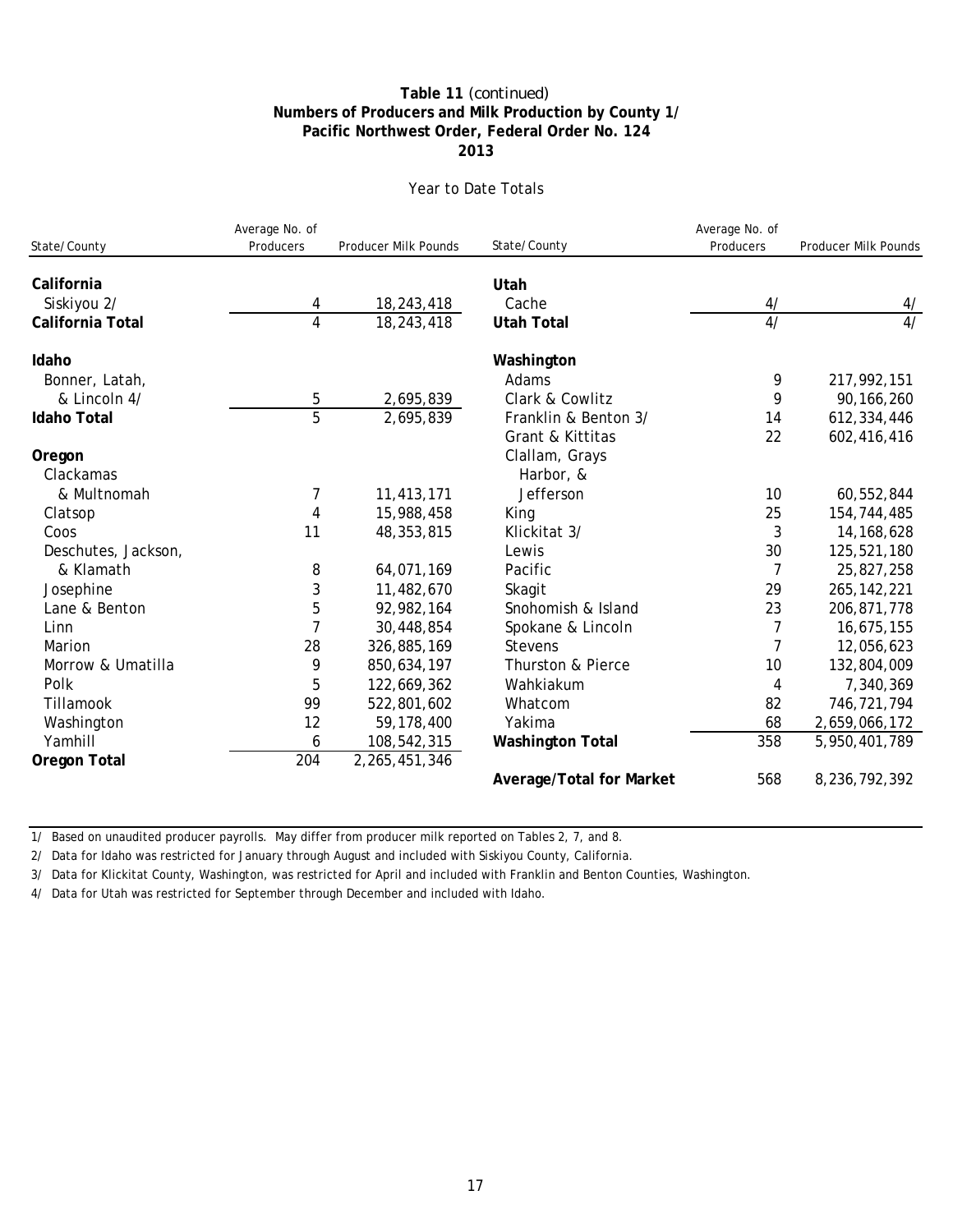**Table 11** *(continued)*
**Numbers of Producers and Milk Production by County 1/**
**Pacific Northwest Order, Federal Order No. 124**
**2013**

Year to Date Totals

| State/County | Average No. of Producers | Producer Milk Pounds |
|---|---|---|
| **California** | | |
| Siskiyou 2/ | 4 | 18,243,418 |
| **California Total** | 4 | 18,243,418 |
| **Idaho** | | |
| Bonner, Latah, & Lincoln 4/ | 5 | 2,695,839 |
| **Idaho Total** | 5 | 2,695,839 |
| **Oregon** | | |
| Clackamas & Multnomah | 7 | 11,413,171 |
| Clatsop | 4 | 15,988,458 |
| Coos | 11 | 48,353,815 |
| Deschutes, Jackson, & Klamath | 8 | 64,071,169 |
| Josephine | 3 | 11,482,670 |
| Lane & Benton | 5 | 92,982,164 |
| Linn | 7 | 30,448,854 |
| Marion | 28 | 326,885,169 |
| Morrow & Umatilla | 9 | 850,634,197 |
| Polk | 5 | 122,669,362 |
| Tillamook | 99 | 522,801,602 |
| Washington | 12 | 59,178,400 |
| Yamhill | 6 | 108,542,315 |
| **Oregon Total** | 204 | 2,265,451,346 |
| **Utah** | | |
| Cache | 4/ | 4/ |
| **Utah Total** | 4/ | 4/ |
| **Washington** | | |
| Adams | 9 | 217,992,151 |
| Clark & Cowlitz | 9 | 90,166,260 |
| Franklin & Benton 3/ | 14 | 612,334,446 |
| Grant & Kittitas | 22 | 602,416,416 |
| Clallam, Grays Harbor, & Jefferson | 10 | 60,552,844 |
| King | 25 | 154,744,485 |
| Klickitat 3/ | 3 | 14,168,628 |
| Lewis | 30 | 125,521,180 |
| Pacific | 7 | 25,827,258 |
| Skagit | 29 | 265,142,221 |
| Snohomish & Island | 23 | 206,871,778 |
| Spokane & Lincoln | 7 | 16,675,155 |
| Stevens | 7 | 12,056,623 |
| Thurston & Pierce | 10 | 132,804,009 |
| Wahkiakum | 4 | 7,340,369 |
| Whatcom | 82 | 746,721,794 |
| Yakima | 68 | 2,659,066,172 |
| **Washington Total** | 358 | 5,950,401,789 |
| **Average/Total for Market** | 568 | 8,236,792,392 |

1/ Based on unaudited producer payrolls. May differ from producer milk reported on Tables 2, 7, and 8.

2/ Data for Idaho was restricted for January through August and included with Siskiyou County, California.

3/ Data for Klickitat County, Washington, was restricted for April and included with Franklin and Benton Counties, Washington.

4/ Data for Utah was restricted for September through December and included with Idaho.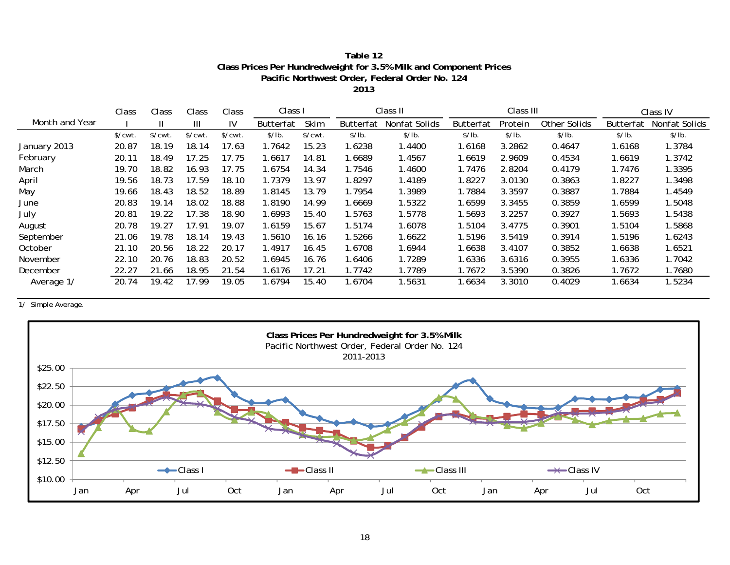**Table 12**
**Class Prices Per Hundredweight for 3.5% Milk and Component Prices**
**Pacific Northwest Order, Federal Order No. 124**
**2013**

| Month and Year | Class I | Class II | Class III | Class IV | Class I | | Class II | | Class III | | | Class IV | |
|---|---|---|---|---|---|---|---|---|---|---|---|---|---|
| | | | | | Butterfat | Skim | Butterfat | Nonfat Solids | Butterfat | Protein | Other Solids | Butterfat | Nonfat Solids |
| | $/cwt. | $/cwt. | $/cwt. | $/cwt. | $/lb. | $/cwt. | $/lb. | $/lb. | $/lb. | $/lb. | $/lb. | $/lb. | $/lb. |
| January 2013 | 20.87 | 18.19 | 18.14 | 17.63 | 1.7642 | 15.23 | 1.6238 | 1.4400 | 1.6168 | 3.2862 | 0.4647 | 1.6168 | 1.3784 |
| February | 20.11 | 18.49 | 17.25 | 17.75 | 1.6617 | 14.81 | 1.6689 | 1.4567 | 1.6619 | 2.9609 | 0.4534 | 1.6619 | 1.3742 |
| March | 19.70 | 18.82 | 16.93 | 17.75 | 1.6754 | 14.34 | 1.7546 | 1.4600 | 1.7476 | 2.8204 | 0.4179 | 1.7476 | 1.3395 |
| April | 19.56 | 18.73 | 17.59 | 18.10 | 1.7379 | 13.97 | 1.8297 | 1.4189 | 1.8227 | 3.0130 | 0.3863 | 1.8227 | 1.3498 |
| May | 19.66 | 18.43 | 18.52 | 18.89 | 1.8145 | 13.79 | 1.7954 | 1.3989 | 1.7884 | 3.3597 | 0.3887 | 1.7884 | 1.4549 |
| June | 20.83 | 19.14 | 18.02 | 18.88 | 1.8190 | 14.99 | 1.6669 | 1.5322 | 1.6599 | 3.3455 | 0.3859 | 1.6599 | 1.5048 |
| July | 20.81 | 19.22 | 17.38 | 18.90 | 1.6993 | 15.40 | 1.5763 | 1.5778 | 1.5693 | 3.2257 | 0.3927 | 1.5693 | 1.5438 |
| August | 20.78 | 19.27 | 17.91 | 19.07 | 1.6159 | 15.67 | 1.5174 | 1.6078 | 1.5104 | 3.4775 | 0.3901 | 1.5104 | 1.5868 |
| September | 21.06 | 19.78 | 18.14 | 19.43 | 1.5610 | 16.16 | 1.5266 | 1.6622 | 1.5196 | 3.5419 | 0.3914 | 1.5196 | 1.6243 |
| October | 21.10 | 20.56 | 18.22 | 20.17 | 1.4917 | 16.45 | 1.6708 | 1.6944 | 1.6638 | 3.4107 | 0.3852 | 1.6638 | 1.6521 |
| November | 22.10 | 20.76 | 18.83 | 20.52 | 1.6945 | 16.76 | 1.6406 | 1.7289 | 1.6336 | 3.6316 | 0.3955 | 1.6336 | 1.7042 |
| December | 22.27 | 21.66 | 18.95 | 21.54 | 1.6176 | 17.21 | 1.7742 | 1.7789 | 1.7672 | 3.5390 | 0.3826 | 1.7672 | 1.7680 |
| Average 1/ | 20.74 | 19.42 | 17.99 | 19.05 | 1.6794 | 15.40 | 1.6704 | 1.5631 | 1.6634 | 3.3010 | 0.4029 | 1.6634 | 1.5234 |

1/ Simple Average.

**Class Prices Per Hundredweight for 3.5% Milk**
Pacific Northwest Order, Federal Order No. 124
2011-2013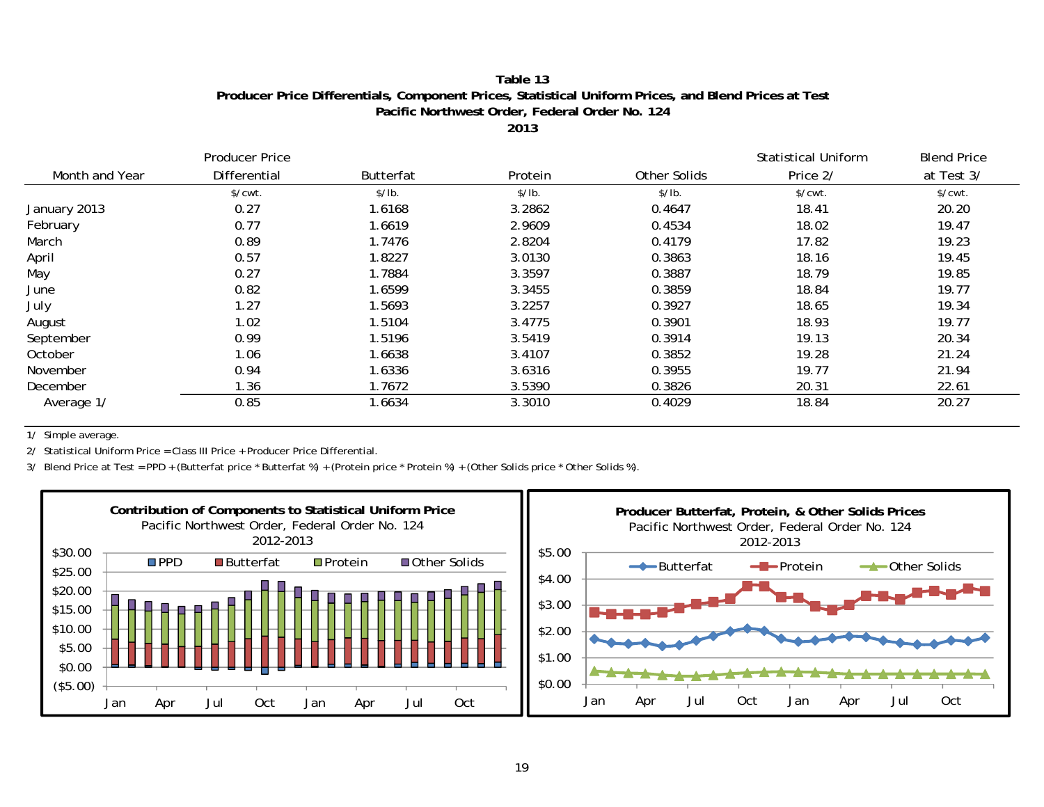**Table 13**
**Producer Price Differentials, Component Prices, Statistical Uniform Prices, and Blend Prices at Test**
**Pacific Northwest Order, Federal Order No. 124**
**2013**

| Month and Year | Producer Price Differential | Butterfat | Protein | Other Solids | Statistical Uniform Price 2/ | Blend Price at Test 3/ |
|---|---|---|---|---|---|---|
| | $/cwt. | $/lb. | $/lb. | $/lb. | $/cwt. | $/cwt. |
| January 2013 | 0.27 | 1.6168 | 3.2862 | 0.4647 | 18.41 | 20.20 |
| February | 0.77 | 1.6619 | 2.9609 | 0.4534 | 18.02 | 19.47 |
| March | 0.89 | 1.7476 | 2.8204 | 0.4179 | 17.82 | 19.23 |
| April | 0.57 | 1.8227 | 3.0130 | 0.3863 | 18.16 | 19.45 |
| May | 0.27 | 1.7884 | 3.3597 | 0.3887 | 18.79 | 19.85 |
| June | 0.82 | 1.6599 | 3.3455 | 0.3859 | 18.84 | 19.77 |
| July | 1.27 | 1.5693 | 3.2257 | 0.3927 | 18.65 | 19.34 |
| August | 1.02 | 1.5104 | 3.4775 | 0.3901 | 18.93 | 19.77 |
| September | 0.99 | 1.5196 | 3.5419 | 0.3914 | 19.13 | 20.34 |
| October | 1.06 | 1.6638 | 3.4107 | 0.3852 | 19.28 | 21.24 |
| November | 0.94 | 1.6336 | 3.6316 | 0.3955 | 19.77 | 21.94 |
| December | 1.36 | 1.7672 | 3.5390 | 0.3826 | 20.31 | 22.61 |
| Average 1/ | 0.85 | 1.6634 | 3.3010 | 0.4029 | 18.84 | 20.27 |

1/ Simple average.

2/ Statistical Uniform Price = Class III Price + Producer Price Differential.

3/ Blend Price at Test = PPD + (Butterfat price * Butterfat %) + (Protein price * Protein %) + (Other Solids price * Other Solids %).

**Contribution of Components to Statistical Uniform Price**
Pacific Northwest Order, Federal Order No. 124
2012-2013

**Producer Butterfat, Protein, & Other Solids Prices**
Pacific Northwest Order, Federal Order No. 124
2012-2013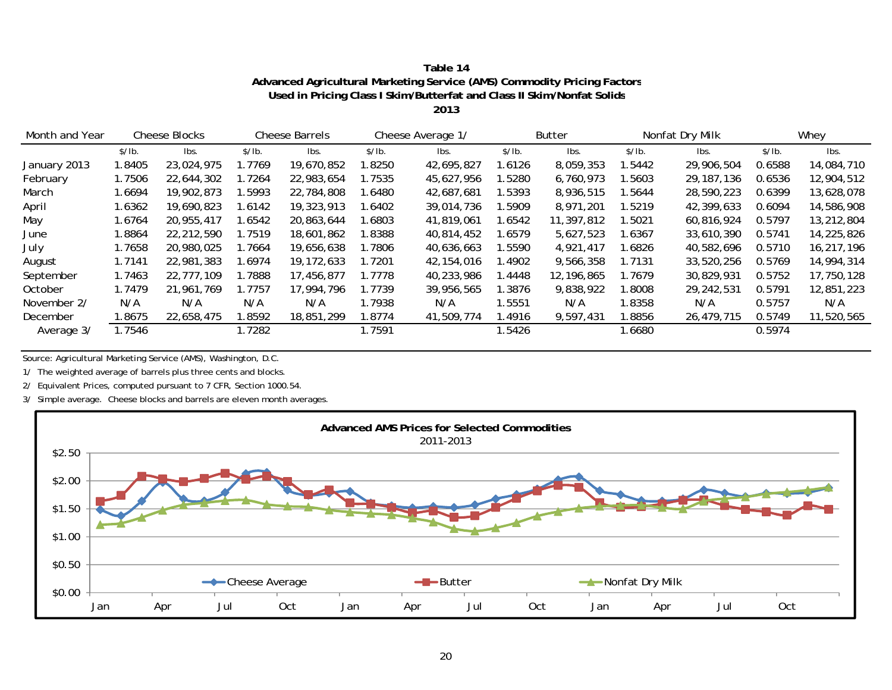**Table 14**
**Advanced Agricultural Marketing Service (AMS) Commodity Pricing Factors**
**Used in Pricing Class I Skim/Butterfat and Class II Skim/Nonfat Solids**
**2013**

| Month and Year | Cheese Blocks | | Cheese Barrels | | Cheese Average 1/ | | Butter | | Nonfat Dry Milk | | Whey | |
|---|---|---|---|---|---|---|---|---|---|---|---|---|
| | $/lb. | lbs. | $/lb. | lbs. | $/lb. | lbs. | $/lb. | lbs. | $/lb. | lbs. | $/lb. | lbs. |
| January 2013 | 1.8405 | 23,024,975 | 1.7769 | 19,670,852 | 1.8250 | 42,695,827 | 1.6126 | 8,059,353 | 1.5442 | 29,906,504 | 0.6588 | 14,084,710 |
| February | 1.7506 | 22,644,302 | 1.7264 | 22,983,654 | 1.7535 | 45,627,956 | 1.5280 | 6,760,973 | 1.5603 | 29,187,136 | 0.6536 | 12,904,512 |
| March | 1.6694 | 19,902,873 | 1.5993 | 22,784,808 | 1.6480 | 42,687,681 | 1.5393 | 8,936,515 | 1.5644 | 28,590,223 | 0.6399 | 13,628,078 |
| April | 1.6362 | 19,690,823 | 1.6142 | 19,323,913 | 1.6402 | 39,014,736 | 1.5909 | 8,971,201 | 1.5219 | 42,399,633 | 0.6094 | 14,586,908 |
| May | 1.6764 | 20,955,417 | 1.6542 | 20,863,644 | 1.6803 | 41,819,061 | 1.6542 | 11,397,812 | 1.5021 | 60,816,924 | 0.5797 | 13,212,804 |
| June | 1.8864 | 22,212,590 | 1.7519 | 18,601,862 | 1.8388 | 40,814,452 | 1.6579 | 5,627,523 | 1.6367 | 33,610,390 | 0.5741 | 14,225,826 |
| July | 1.7658 | 20,980,025 | 1.7664 | 19,656,638 | 1.7806 | 40,636,663 | 1.5590 | 4,921,417 | 1.6826 | 40,582,696 | 0.5710 | 16,217,196 |
| August | 1.7141 | 22,981,383 | 1.6974 | 19,172,633 | 1.7201 | 42,154,016 | 1.4902 | 9,566,358 | 1.7131 | 33,520,256 | 0.5769 | 14,994,314 |
| September | 1.7463 | 22,777,109 | 1.7888 | 17,456,877 | 1.7778 | 40,233,986 | 1.4448 | 12,196,865 | 1.7679 | 30,829,931 | 0.5752 | 17,750,128 |
| October | 1.7479 | 21,961,769 | 1.7757 | 17,994,796 | 1.7739 | 39,956,565 | 1.3876 | 9,838,922 | 1.8008 | 29,242,531 | 0.5791 | 12,851,223 |
| November 2/ | N/A | N/A | N/A | N/A | 1.7938 | N/A | 1.5551 | N/A | 1.8358 | N/A | 0.5757 | N/A |
| December | 1.8675 | 22,658,475 | 1.8592 | 18,851,299 | 1.8774 | 41,509,774 | 1.4916 | 9,597,431 | 1.8856 | 26,479,715 | 0.5749 | 11,520,565 |
| Average 3/ | 1.7546 | | 1.7282 | | 1.7591 | | 1.5426 | | 1.6680 | | 0.5974 | |

Source: Agricultural Marketing Service (AMS), Washington, D.C.

1/ The weighted average of barrels plus three cents and blocks.

2/ Equivalent Prices, computed pursuant to 7 CFR, Section 1000.54.

3/ Simple average. Cheese blocks and barrels are eleven month averages.

**Advanced AMS Prices for Selected Commodities**
2011-2013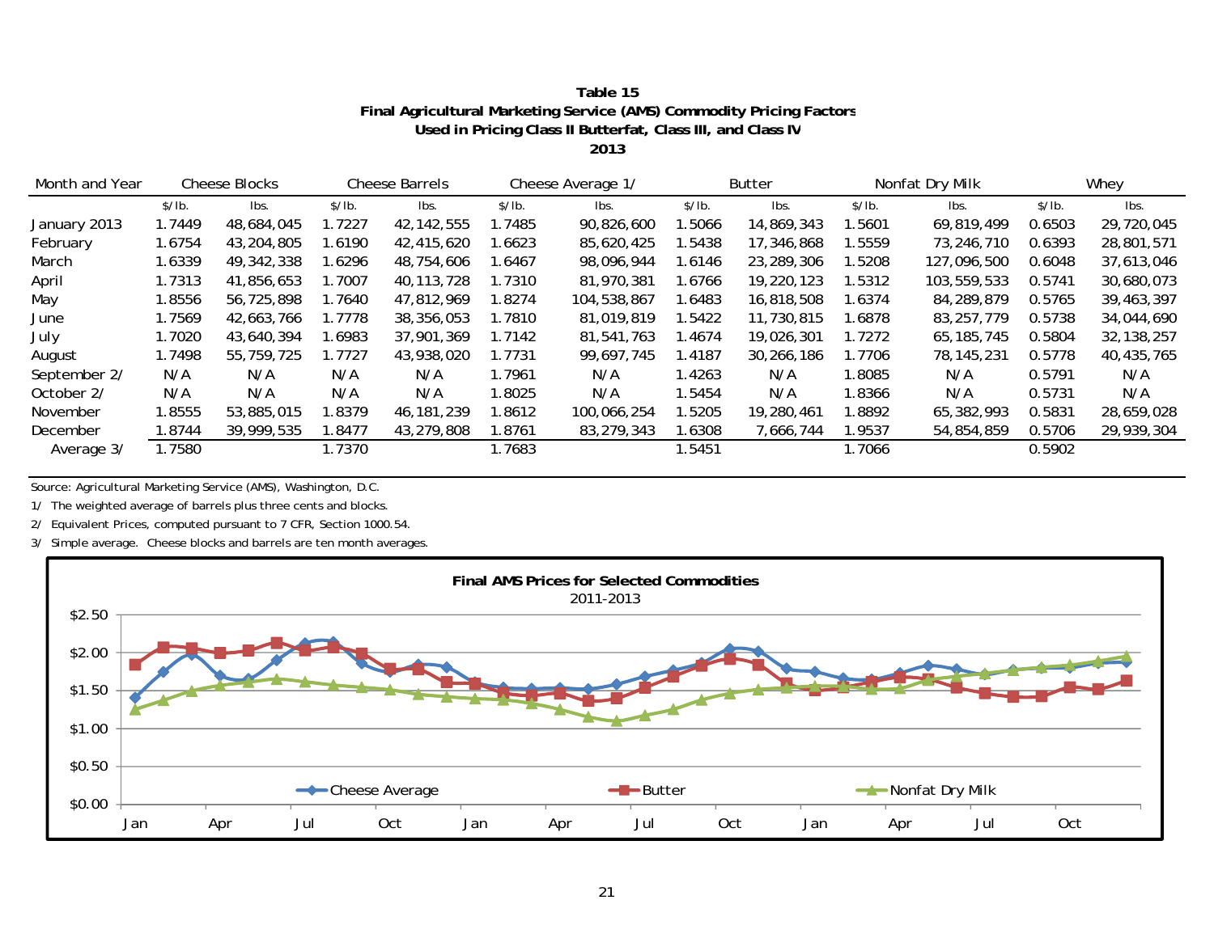**Table 15**
**Final Agricultural Marketing Service (AMS) Commodity Pricing Factors**
**Used in Pricing Class II Butterfat, Class III, and Class IV**
**2013**

| Month and Year | Cheese Blocks | | Cheese Barrels | | Cheese Average 1/ | | Butter | | Nonfat Dry Milk | | Whey | |
|---|---|---|---|---|---|---|---|---|---|---|---|---|
| | $/lb. | lbs. | $/lb. | lbs. | $/lb. | lbs. | $/lb. | lbs. | $/lb. | lbs. | $/lb. | lbs. |
| January 2013 | 1.7449 | 48,684,045 | 1.7227 | 42,142,555 | 1.7485 | 90,826,600 | 1.5066 | 14,869,343 | 1.5601 | 69,819,499 | 0.6503 | 29,720,045 |
| February | 1.6754 | 43,204,805 | 1.6190 | 42,415,620 | 1.6623 | 85,620,425 | 1.5438 | 17,346,868 | 1.5559 | 73,246,710 | 0.6393 | 28,801,571 |
| March | 1.6339 | 49,342,338 | 1.6296 | 48,754,606 | 1.6467 | 98,096,944 | 1.6146 | 23,289,306 | 1.5208 | 127,096,500 | 0.6048 | 37,613,046 |
| April | 1.7313 | 41,856,653 | 1.7007 | 40,113,728 | 1.7310 | 81,970,381 | 1.6766 | 19,220,123 | 1.5312 | 103,559,533 | 0.5741 | 30,680,073 |
| May | 1.8556 | 56,725,898 | 1.7640 | 47,812,969 | 1.8274 | 104,538,867 | 1.6483 | 16,818,508 | 1.6374 | 84,289,879 | 0.5765 | 39,463,397 |
| June | 1.7569 | 42,663,766 | 1.7778 | 38,356,053 | 1.7810 | 81,019,819 | 1.5422 | 11,730,815 | 1.6878 | 83,257,779 | 0.5738 | 34,044,690 |
| July | 1.7020 | 43,640,394 | 1.6983 | 37,901,369 | 1.7142 | 81,541,763 | 1.4674 | 19,026,301 | 1.7272 | 65,185,745 | 0.5804 | 32,138,257 |
| August | 1.7498 | 55,759,725 | 1.7727 | 43,938,020 | 1.7731 | 99,697,745 | 1.4187 | 30,266,186 | 1.7706 | 78,145,231 | 0.5778 | 40,435,765 |
| September 2/ | N/A | N/A | N/A | N/A | 1.7961 | N/A | 1.4263 | N/A | 1.8085 | N/A | 0.5791 | N/A |
| October 2/ | N/A | N/A | N/A | N/A | 1.8025 | N/A | 1.5454 | N/A | 1.8366 | N/A | 0.5731 | N/A |
| November | 1.8555 | 53,885,015 | 1.8379 | 46,181,239 | 1.8612 | 100,066,254 | 1.5205 | 19,280,461 | 1.8892 | 65,382,993 | 0.5831 | 28,659,028 |
| December | 1.8744 | 39,999,535 | 1.8477 | 43,279,808 | 1.8761 | 83,279,343 | 1.6308 | 7,666,744 | 1.9537 | 54,854,859 | 0.5706 | 29,939,304 |
| Average 3/ | 1.7580 | | 1.7370 | | 1.7683 | | 1.5451 | | 1.7066 | | 0.5902 | |

Source: Agricultural Marketing Service (AMS), Washington, D.C.

1/ The weighted average of barrels plus three cents and blocks.

2/ Equivalent Prices, computed pursuant to 7 CFR, Section 1000.54.

3/ Simple average. Cheese blocks and barrels are ten month averages.

**Final AMS Prices for Selected Commodities**
2011-2013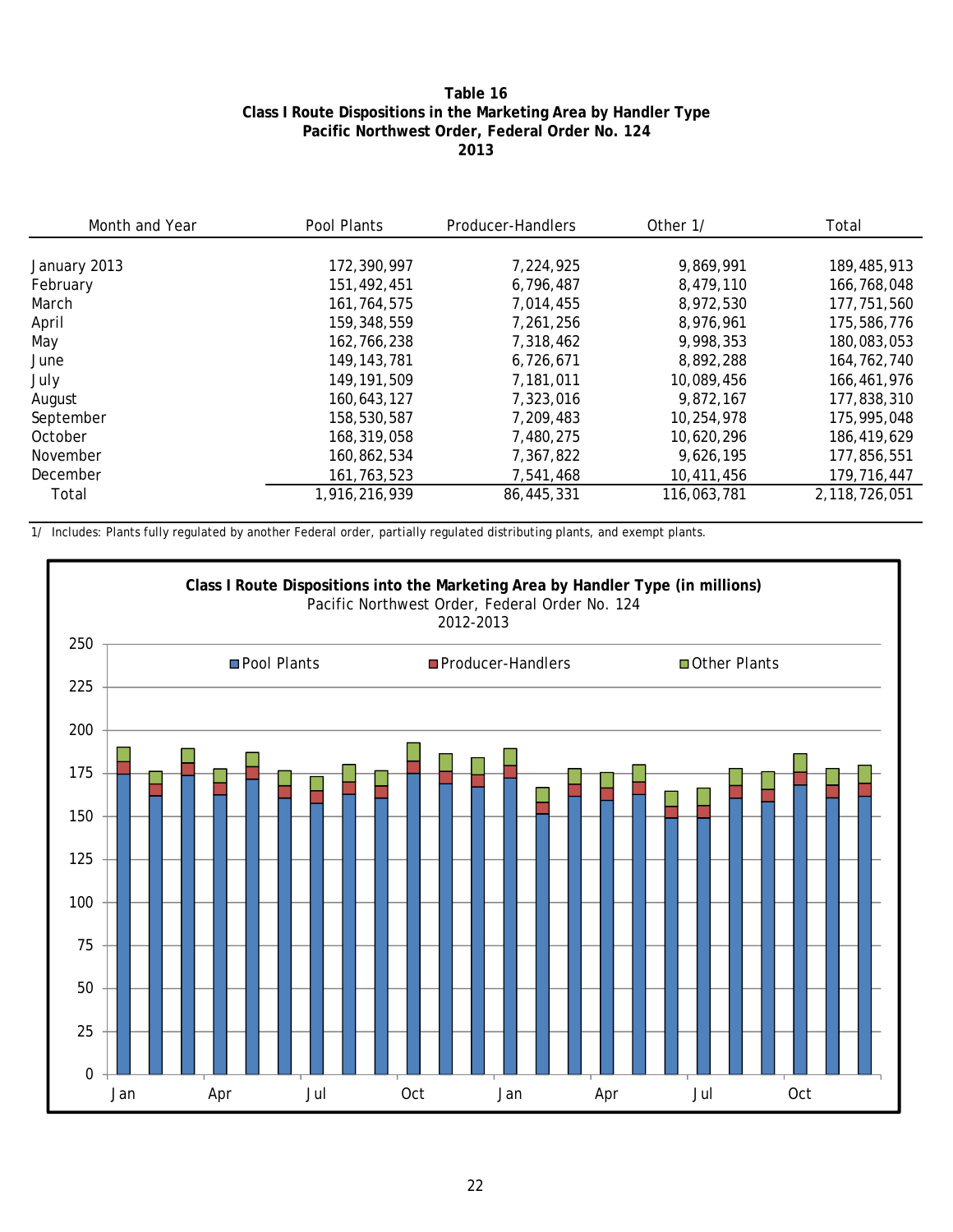**Table 16**
**Class I Route Dispositions in the Marketing Area by Handler Type**
**Pacific Northwest Order, Federal Order No. 124**
**2013**

| Month and Year | Pool Plants | Producer-Handlers | Other 1/ | Total |
|---|---|---|---|---|
| January 2013 | 172,390,997 | 7,224,925 | 9,869,991 | 189,485,913 |
| February | 151,492,451 | 6,796,487 | 8,479,110 | 166,768,048 |
| March | 161,764,575 | 7,014,455 | 8,972,530 | 177,751,560 |
| April | 159,348,559 | 7,261,256 | 8,976,961 | 175,586,776 |
| May | 162,766,238 | 7,318,462 | 9,998,353 | 180,083,053 |
| June | 149,143,781 | 6,726,671 | 8,892,288 | 164,762,740 |
| July | 149,191,509 | 7,181,011 | 10,089,456 | 166,461,976 |
| August | 160,643,127 | 7,323,016 | 9,872,167 | 177,838,310 |
| September | 158,530,587 | 7,209,483 | 10,254,978 | 175,995,048 |
| October | 168,319,058 | 7,480,275 | 10,620,296 | 186,419,629 |
| November | 160,862,534 | 7,367,822 | 9,626,195 | 177,856,551 |
| December | 161,763,523 | 7,541,468 | 10,411,456 | 179,716,447 |
| Total | 1,916,216,939 | 86,445,331 | 116,063,781 | 2,118,726,051 |

1/ Includes: Plants fully regulated by another Federal order, partially regulated distributing plants, and exempt plants.

**Class I Route Dispositions into the Marketing Area by Handler Type (in millions)**
Pacific Northwest Order, Federal Order No. 124
2012-2013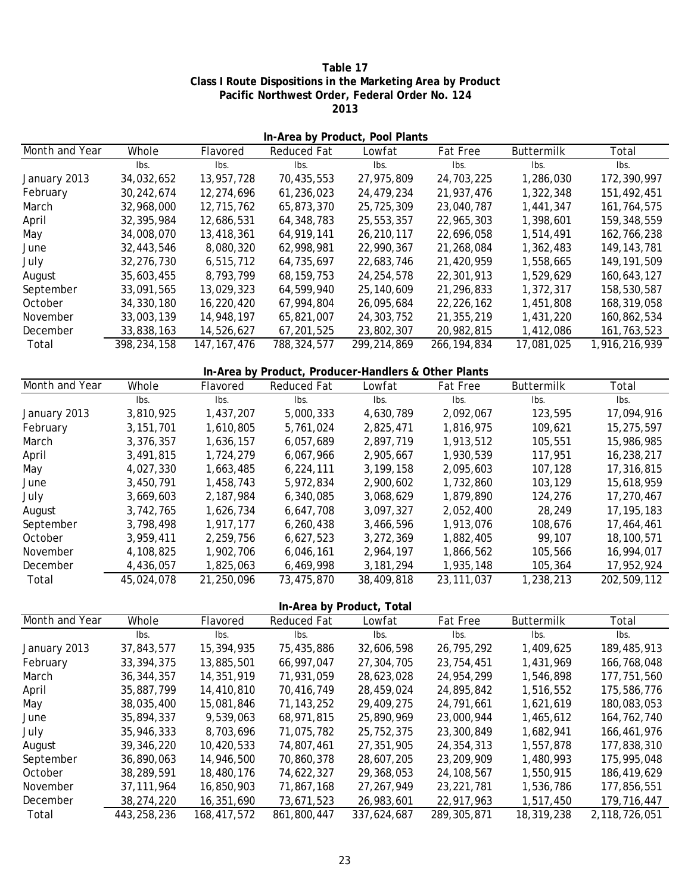# Table 17
## Class I Route Dispositions in the Marketing Area by Product
## Pacific Northwest Order, Federal Order No. 124
## 2013

### In-Area by Product, Pool Plants

| Month and Year | Whole | Flavored | Reduced Fat | Lowfat | Fat Free | Buttermilk | Total |
|---|---|---|---|---|---|---|---|
| | lbs. | lbs. | lbs. | lbs. | lbs. | lbs. | lbs. |
| January 2013 | 34,032,652 | 13,957,728 | 70,435,553 | 27,975,809 | 24,703,225 | 1,286,030 | 172,390,997 |
| February | 30,242,674 | 12,274,696 | 61,236,023 | 24,479,234 | 21,937,476 | 1,322,348 | 151,492,451 |
| March | 32,968,000 | 12,715,762 | 65,873,370 | 25,725,309 | 23,040,787 | 1,441,347 | 161,764,575 |
| April | 32,395,984 | 12,686,531 | 64,348,783 | 25,553,357 | 22,965,303 | 1,398,601 | 159,348,559 |
| May | 34,008,070 | 13,418,361 | 64,919,141 | 26,210,117 | 22,696,058 | 1,514,491 | 162,766,238 |
| June | 32,443,546 | 8,080,320 | 62,998,981 | 22,990,367 | 21,268,084 | 1,362,483 | 149,143,781 |
| July | 32,276,730 | 6,515,712 | 64,735,697 | 22,683,746 | 21,420,959 | 1,558,665 | 149,191,509 |
| August | 35,603,455 | 8,793,799 | 68,159,753 | 24,254,578 | 22,301,913 | 1,529,629 | 160,643,127 |
| September | 33,091,565 | 13,029,323 | 64,599,940 | 25,140,609 | 21,296,833 | 1,372,317 | 158,530,587 |
| October | 34,330,180 | 16,220,420 | 67,994,804 | 26,095,684 | 22,226,162 | 1,451,808 | 168,319,058 |
| November | 33,003,139 | 14,948,197 | 65,821,007 | 24,303,752 | 21,355,219 | 1,431,220 | 160,862,534 |
| December | 33,838,163 | 14,526,627 | 67,201,525 | 23,802,307 | 20,982,815 | 1,412,086 | 161,763,523 |
| Total | 398,234,158 | 147,167,476 | 788,324,577 | 299,214,869 | 266,194,834 | 17,081,025 | 1,916,216,939 |

### In-Area by Product, Producer-Handlers & Other Plants

| Month and Year | Whole | Flavored | Reduced Fat | Lowfat | Fat Free | Buttermilk | Total |
|---|---|---|---|---|---|---|---|
| | lbs. | lbs. | lbs. | lbs. | lbs. | lbs. | lbs. |
| January 2013 | 3,810,925 | 1,437,207 | 5,000,333 | 4,630,789 | 2,092,067 | 123,595 | 17,094,916 |
| February | 3,151,701 | 1,610,805 | 5,761,024 | 2,825,471 | 1,816,975 | 109,621 | 15,275,597 |
| March | 3,376,357 | 1,636,157 | 6,057,689 | 2,897,719 | 1,913,512 | 105,551 | 15,986,985 |
| April | 3,491,815 | 1,724,279 | 6,067,966 | 2,905,667 | 1,930,539 | 117,951 | 16,238,217 |
| May | 4,027,330 | 1,663,485 | 6,224,111 | 3,199,158 | 2,095,603 | 107,128 | 17,316,815 |
| June | 3,450,791 | 1,458,743 | 5,972,834 | 2,900,602 | 1,732,860 | 103,129 | 15,618,959 |
| July | 3,669,603 | 2,187,984 | 6,340,085 | 3,068,629 | 1,879,890 | 124,276 | 17,270,467 |
| August | 3,742,765 | 1,626,734 | 6,647,708 | 3,097,327 | 2,052,400 | 28,249 | 17,195,183 |
| September | 3,798,498 | 1,917,177 | 6,260,438 | 3,466,596 | 1,913,076 | 108,676 | 17,464,461 |
| October | 3,959,411 | 2,259,756 | 6,627,523 | 3,272,369 | 1,882,405 | 99,107 | 18,100,571 |
| November | 4,108,825 | 1,902,706 | 6,046,161 | 2,964,197 | 1,866,562 | 105,566 | 16,994,017 |
| December | 4,436,057 | 1,825,063 | 6,469,998 | 3,181,294 | 1,935,148 | 105,364 | 17,952,924 |
| Total | 45,024,078 | 21,250,096 | 73,475,870 | 38,409,818 | 23,111,037 | 1,238,213 | 202,509,112 |

### In-Area by Product, Total

| Month and Year | Whole | Flavored | Reduced Fat | Lowfat | Fat Free | Buttermilk | Total |
|---|---|---|---|---|---|---|---|
| | lbs. | lbs. | lbs. | lbs. | lbs. | lbs. | lbs. |
| January 2013 | 37,843,577 | 15,394,935 | 75,435,886 | 32,606,598 | 26,795,292 | 1,409,625 | 189,485,913 |
| February | 33,394,375 | 13,885,501 | 66,997,047 | 27,304,705 | 23,754,451 | 1,431,969 | 166,768,048 |
| March | 36,344,357 | 14,351,919 | 71,931,059 | 28,623,028 | 24,954,299 | 1,546,898 | 177,751,560 |
| April | 35,887,799 | 14,410,810 | 70,416,749 | 28,459,024 | 24,895,842 | 1,516,552 | 175,586,776 |
| May | 38,035,400 | 15,081,846 | 71,143,252 | 29,409,275 | 24,791,661 | 1,621,619 | 180,083,053 |
| June | 35,894,337 | 9,539,063 | 68,971,815 | 25,890,969 | 23,000,944 | 1,465,612 | 164,762,740 |
| July | 35,946,333 | 8,703,696 | 71,075,782 | 25,752,375 | 23,300,849 | 1,682,941 | 166,461,976 |
| August | 39,346,220 | 10,420,533 | 74,807,461 | 27,351,905 | 24,354,313 | 1,557,878 | 177,838,310 |
| September | 36,890,063 | 14,946,500 | 70,860,378 | 28,607,205 | 23,209,909 | 1,480,993 | 175,995,048 |
| October | 38,289,591 | 18,480,176 | 74,622,327 | 29,368,053 | 24,108,567 | 1,550,915 | 186,419,629 |
| November | 37,111,964 | 16,850,903 | 71,867,168 | 27,267,949 | 23,221,781 | 1,536,786 | 177,856,551 |
| December | 38,274,220 | 16,351,690 | 73,671,523 | 26,983,601 | 22,917,963 | 1,517,450 | 179,716,447 |
| Total | 443,258,236 | 168,417,572 | 861,800,447 | 337,624,687 | 289,305,871 | 18,319,238 | 2,118,726,051 |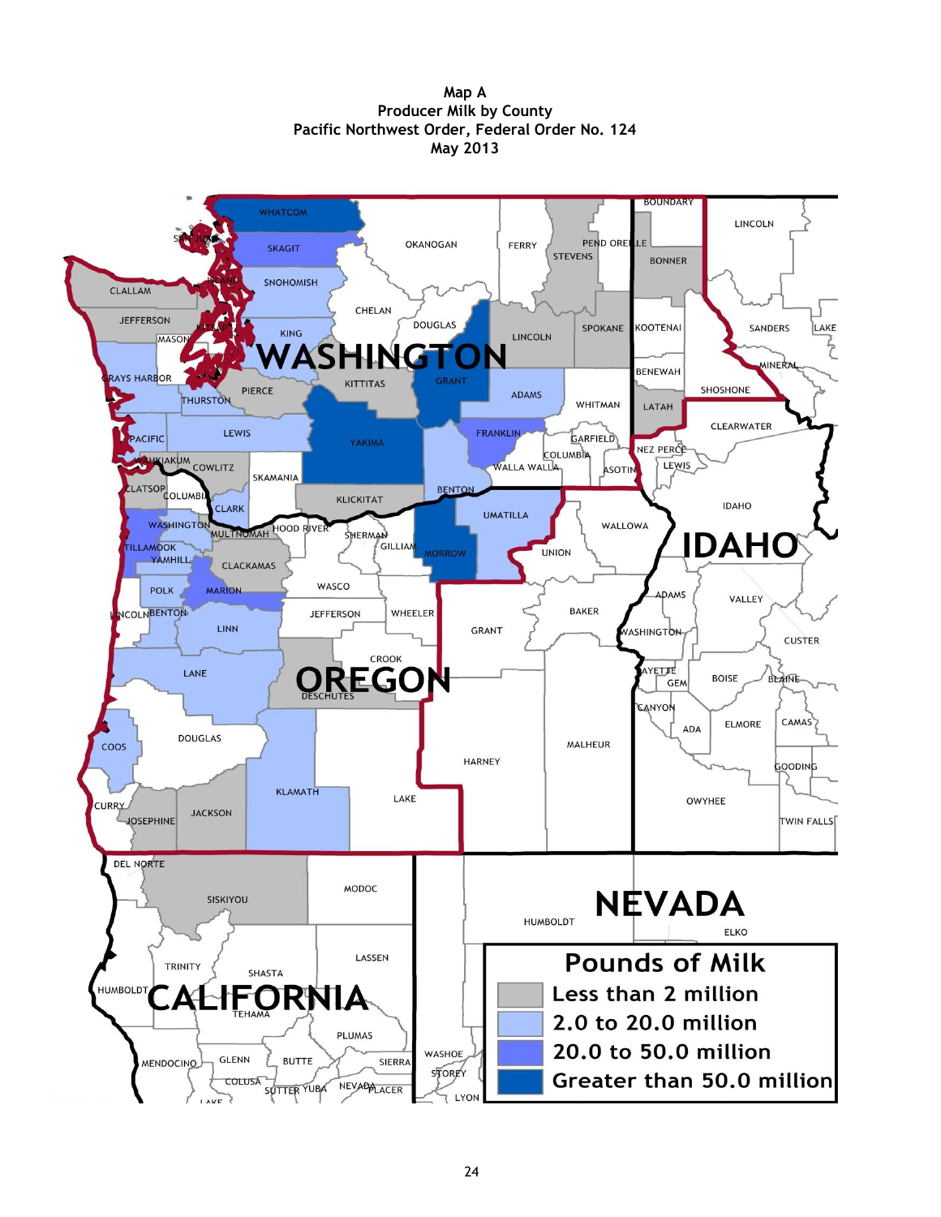# Map A
## Producer Milk by County
## Pacific Northwest Order, Federal Order No. 124
## May 2013

**Pounds of Milk**

- Less than 2 million
- 2.0 to 20.0 million
- 20.0 to 50.0 million
- Greater than 50.0 million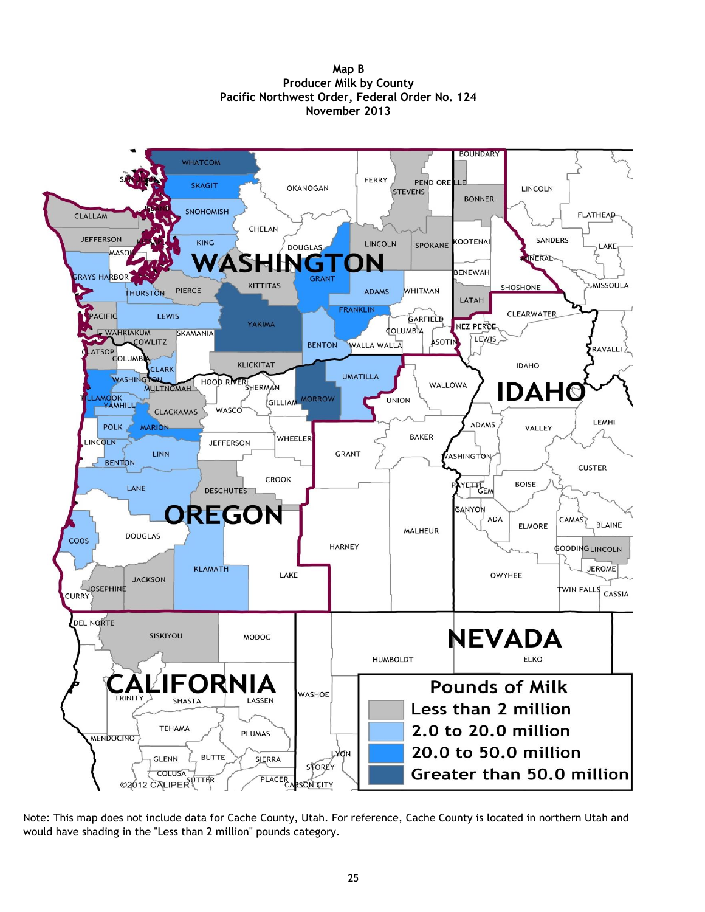**Map B**
**Producer Milk by County**
**Pacific Northwest Order, Federal Order No. 124**
**November 2013**

WASHINGTON

OREGON

IDAHO

CALIFORNIA

NEVADA

WHATCOM
SAN JUAN
SKAGIT
OKANOGAN
FERRY
STEVENS
PEND OREILLE
BOUNDARY
BONNER
LINCOLN
FLATHEAD
CLALLAM
ISLAND
SNOHOMISH
CHELAN
JEFFERSON
KITSAP
MASON
KING
DOUGLAS
LINCOLN
SPOKANE
KOOTENAI
SANDERS
LAKE
MINERAL
GRAYS HARBOR
THURSTON
PIERCE
KITTITAS
GRANT
ADAMS
WHITMAN
BENEWAH
SHOSHONE
MISSOULA
LATAH
PACIFIC
LEWIS
YAKIMA
FRANKLIN
GARFIELD
COLUMBIA
NEZ PERCE
CLEARWATER
WAHKIAKUM
SKAMANIA
COWLITZ
BENTON
WALLA WALLA
ASOTIN
LEWIS
CLATSOP
COLUMBIA
CLARK
KLICKITAT
IDAHO
RAVALLI
WASHINGTON
MULTNOMAH
HOOD RIVER
SHERMAN
UMATILLA
WALLOWA
TILLAMOOK
YAMHILL
GILLIAM
MORROW
UNION
CLACKAMAS
WASCO
POLK
MARION
WHEELER
ADAMS
VALLEY
LEMHI
LINCOLN
JEFFERSON
BAKER
LINN
GRANT
WASHINGTON
BENTON
CUSTER
CROOK
PAYETTE
GEM
BOISE
LANE
DESCHUTES
CANYON
ADA
CAMAS
ELMORE
BLAINE
MALHEUR
COOS
DOUGLAS
HARNEY
GOODING
LINCOLN
JEROME
KLAMATH
LAKE
OWYHEE
JACKSON
JOSEPHINE
TWIN FALLS
CASSIA
CURRY
DEL NORTE
SISKIYOU
MODOC
HUMBOLDT
ELKO
TRINITY
SHASTA
LASSEN
WASHOE
TEHAMA
PLUMAS
MENDOCINO
GLENN
BUTTE
SIERRA
LYON
STOREY
COLUSA
SUTTER
PLACER
CARSON CITY
©2012 CALIPER

**Pounds of Milk**
Less than 2 million
2.0 to 20.0 million
20.0 to 50.0 million
Greater than 50.0 million

Note: This map does not include data for Cache County, Utah. For reference, Cache County is located in northern Utah and would have shading in the "Less than 2 million" pounds category.